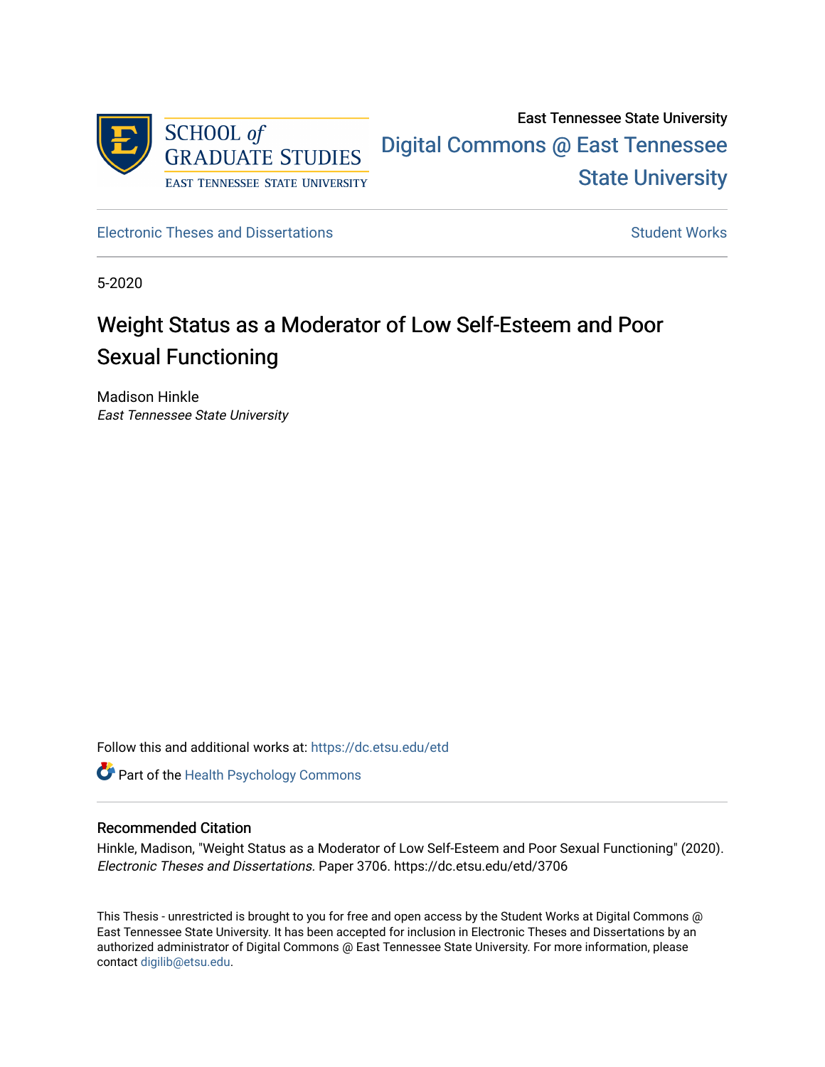East Tennessee State University

Digital Commons @ East Tennessee State University

Electronic Theses and Dissertations

Student Works

5-2020

# Weight Status as a Moderator of Low Self-Esteem and Poor Sexual Functioning

Madison Hinkle
*East Tennessee State University*

Follow this and additional works at: https://dc.etsu.edu/etd

Part of the Health Psychology Commons

## Recommended Citation

Hinkle, Madison, "Weight Status as a Moderator of Low Self-Esteem and Poor Sexual Functioning" (2020). *Electronic Theses and Dissertations.* Paper 3706. https://dc.etsu.edu/etd/3706

This Thesis - unrestricted is brought to you for free and open access by the Student Works at Digital Commons @ East Tennessee State University. It has been accepted for inclusion in Electronic Theses and Dissertations by an authorized administrator of Digital Commons @ East Tennessee State University. For more information, please contact digilib@etsu.edu.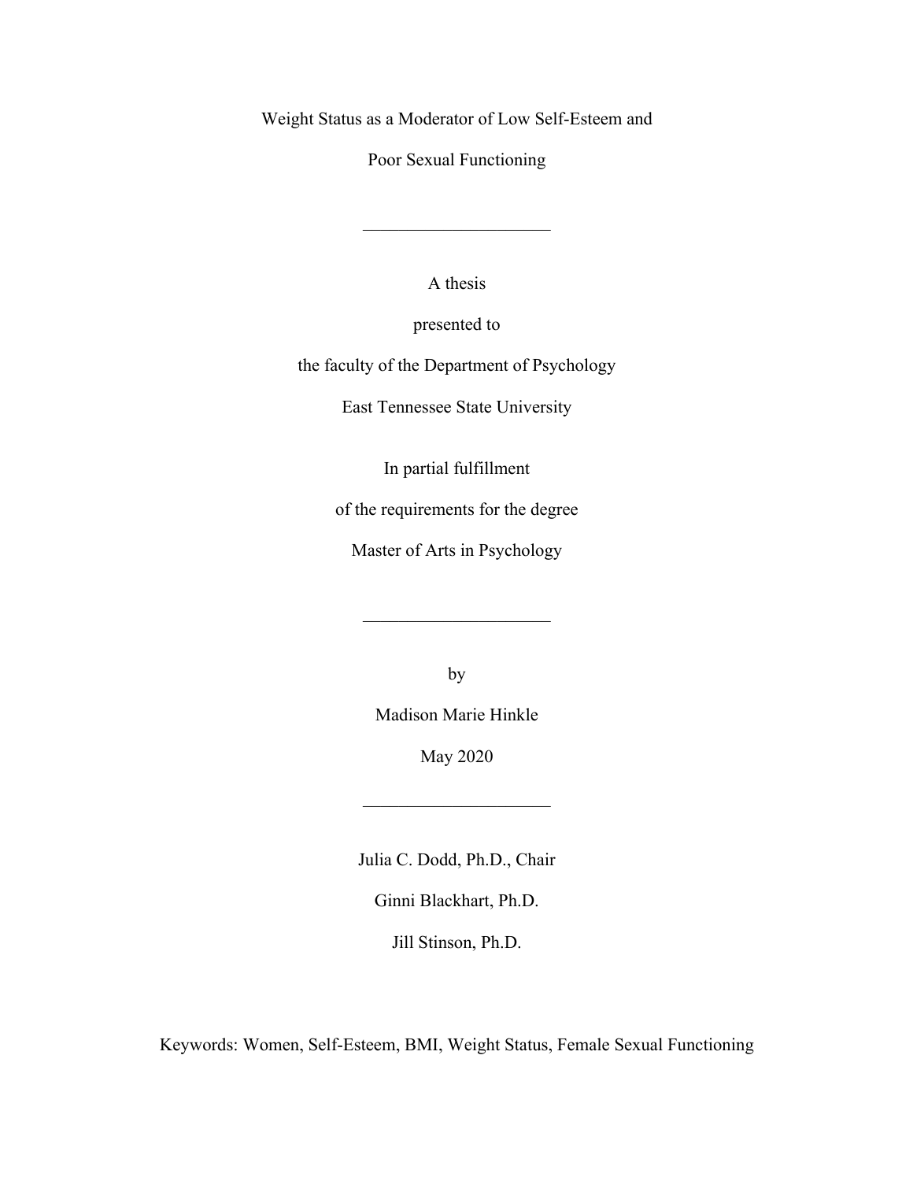# Weight Status as a Moderator of Low Self-Esteem and Poor Sexual Functioning

---

A thesis

presented to

the faculty of the Department of Psychology

East Tennessee State University

In partial fulfillment

of the requirements for the degree

Master of Arts in Psychology

---

by

Madison Marie Hinkle

May 2020

---

Julia C. Dodd, Ph.D., Chair

Ginni Blackhart, Ph.D.

Jill Stinson, Ph.D.

Keywords: Women, Self-Esteem, BMI, Weight Status, Female Sexual Functioning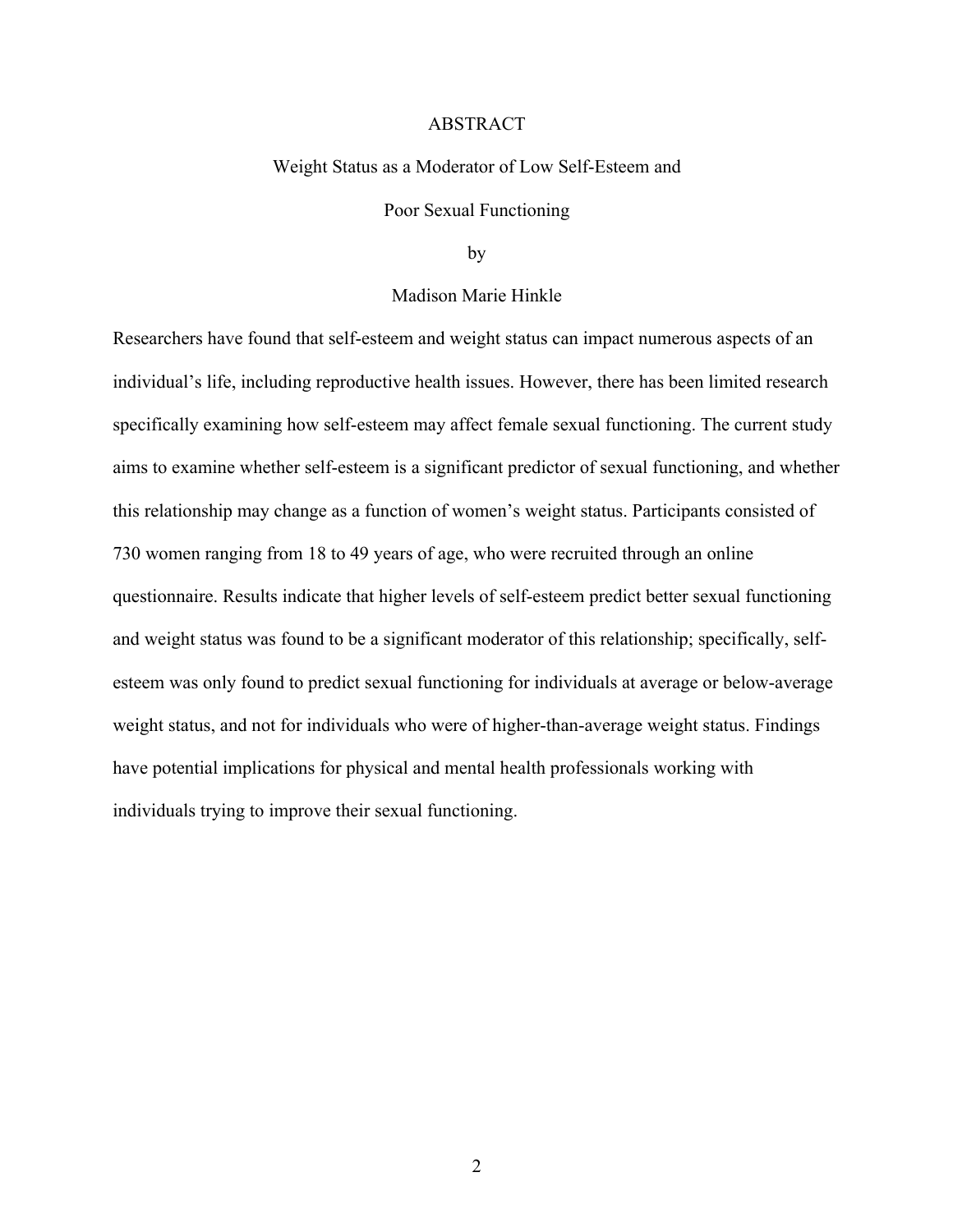# ABSTRACT

## Weight Status as a Moderator of Low Self-Esteem and Poor Sexual Functioning

by

Madison Marie Hinkle

Researchers have found that self-esteem and weight status can impact numerous aspects of an individual's life, including reproductive health issues. However, there has been limited research specifically examining how self-esteem may affect female sexual functioning. The current study aims to examine whether self-esteem is a significant predictor of sexual functioning, and whether this relationship may change as a function of women's weight status. Participants consisted of 730 women ranging from 18 to 49 years of age, who were recruited through an online questionnaire. Results indicate that higher levels of self-esteem predict better sexual functioning and weight status was found to be a significant moderator of this relationship; specifically, self-esteem was only found to predict sexual functioning for individuals at average or below-average weight status, and not for individuals who were of higher-than-average weight status. Findings have potential implications for physical and mental health professionals working with individuals trying to improve their sexual functioning.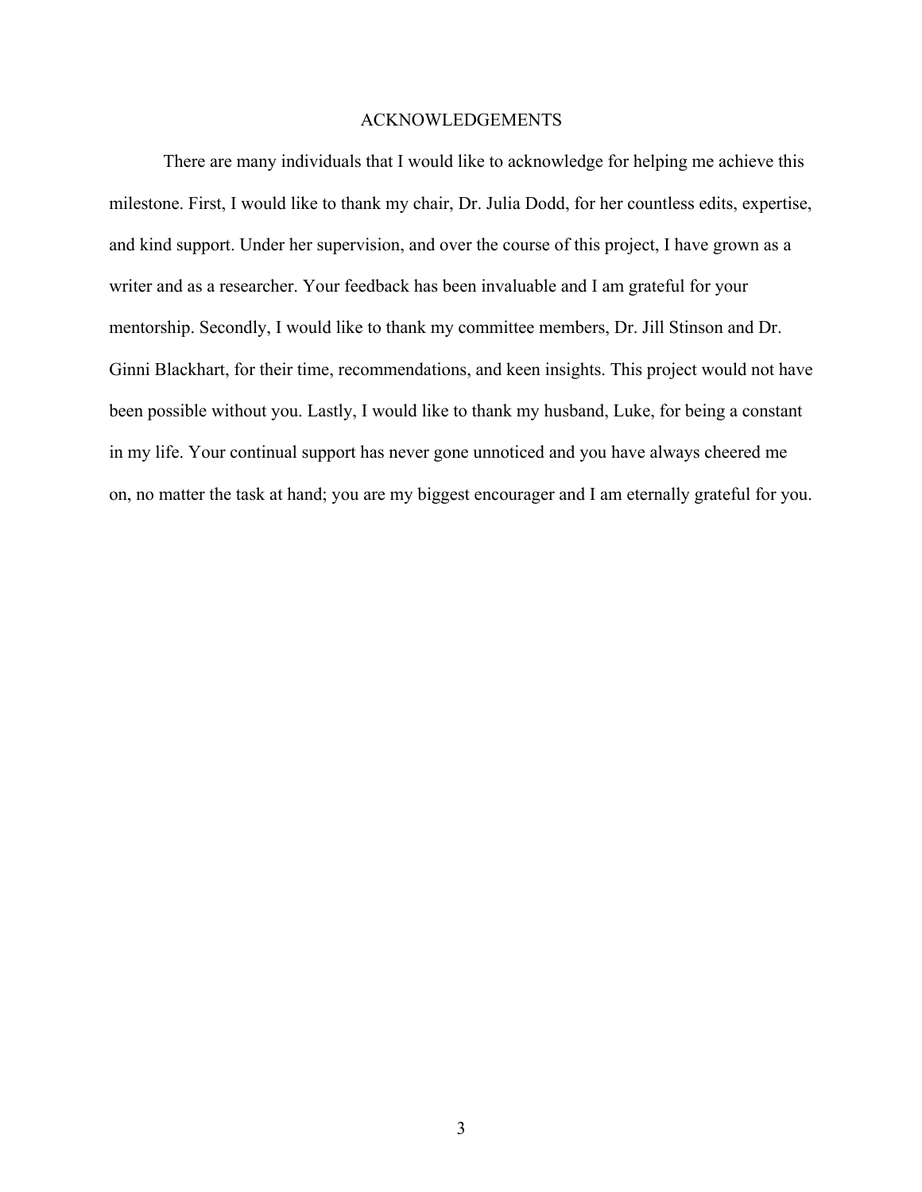# ACKNOWLEDGEMENTS

There are many individuals that I would like to acknowledge for helping me achieve this milestone. First, I would like to thank my chair, Dr. Julia Dodd, for her countless edits, expertise, and kind support. Under her supervision, and over the course of this project, I have grown as a writer and as a researcher. Your feedback has been invaluable and I am grateful for your mentorship. Secondly, I would like to thank my committee members, Dr. Jill Stinson and Dr. Ginni Blackhart, for their time, recommendations, and keen insights. This project would not have been possible without you. Lastly, I would like to thank my husband, Luke, for being a constant in my life. Your continual support has never gone unnoticed and you have always cheered me on, no matter the task at hand; you are my biggest encourager and I am eternally grateful for you.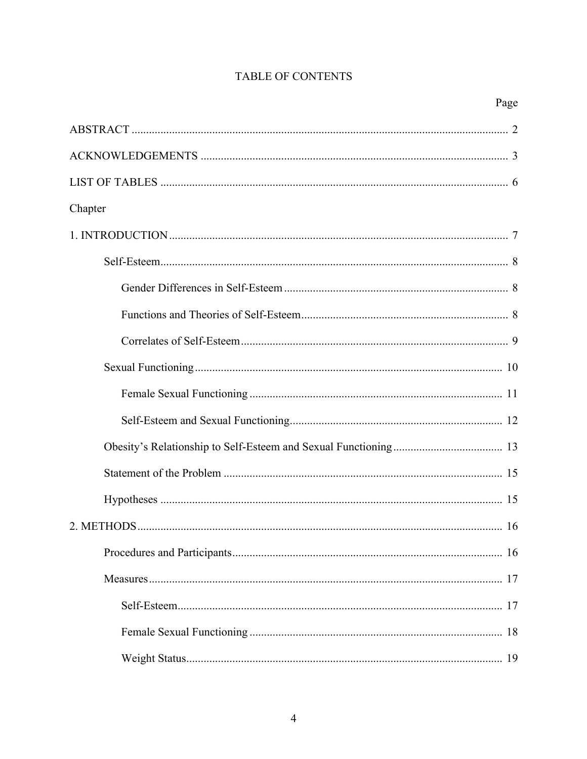# TABLE OF CONTENTS

| | Page |
|---|---|
| ABSTRACT | 2 |
| ACKNOWLEDGEMENTS | 3 |
| LIST OF TABLES | 6 |
| Chapter | |
| 1. INTRODUCTION | 7 |
| Self-Esteem | 8 |
| Gender Differences in Self-Esteem | 8 |
| Functions and Theories of Self-Esteem | 8 |
| Correlates of Self-Esteem | 9 |
| Sexual Functioning | 10 |
| Female Sexual Functioning | 11 |
| Self-Esteem and Sexual Functioning | 12 |
| Obesity's Relationship to Self-Esteem and Sexual Functioning | 13 |
| Statement of the Problem | 15 |
| Hypotheses | 15 |
| 2. METHODS | 16 |
| Procedures and Participants | 16 |
| Measures | 17 |
| Self-Esteem | 17 |
| Female Sexual Functioning | 18 |
| Weight Status | 19 |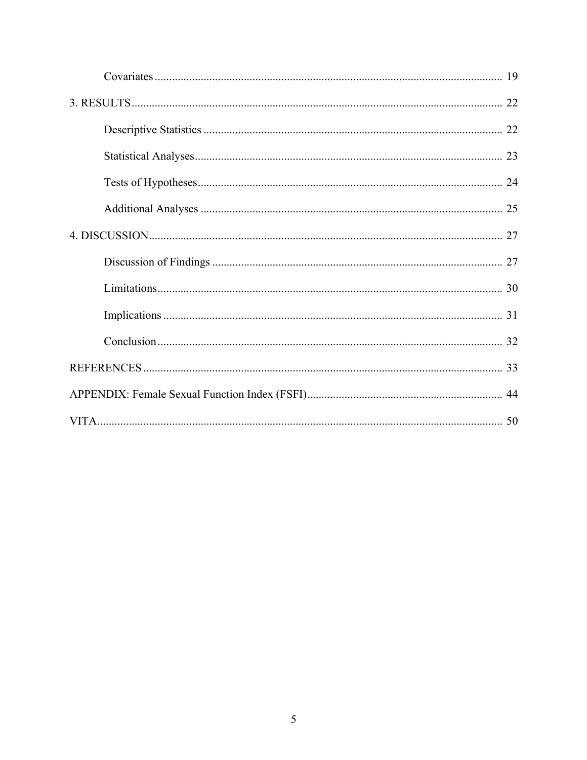Covariates ........................................................................................................................ 19

3. RESULTS ................................................................................................................................ 22

Descriptive Statistics ....................................................................................................... 22

Statistical Analyses .......................................................................................................... 23

Tests of Hypotheses ......................................................................................................... 24

Additional Analyses ........................................................................................................ 25

4. DISCUSSION .......................................................................................................................... 27

Discussion of Findings .................................................................................................... 27

Limitations ........................................................................................................................ 30

Implications ..................................................................................................................... 31

Conclusion ....................................................................................................................... 32

REFERENCES ............................................................................................................................ 33

APPENDIX: Female Sexual Function Index (FSFI) .................................................................... 44

VITA ............................................................................................................................................ 50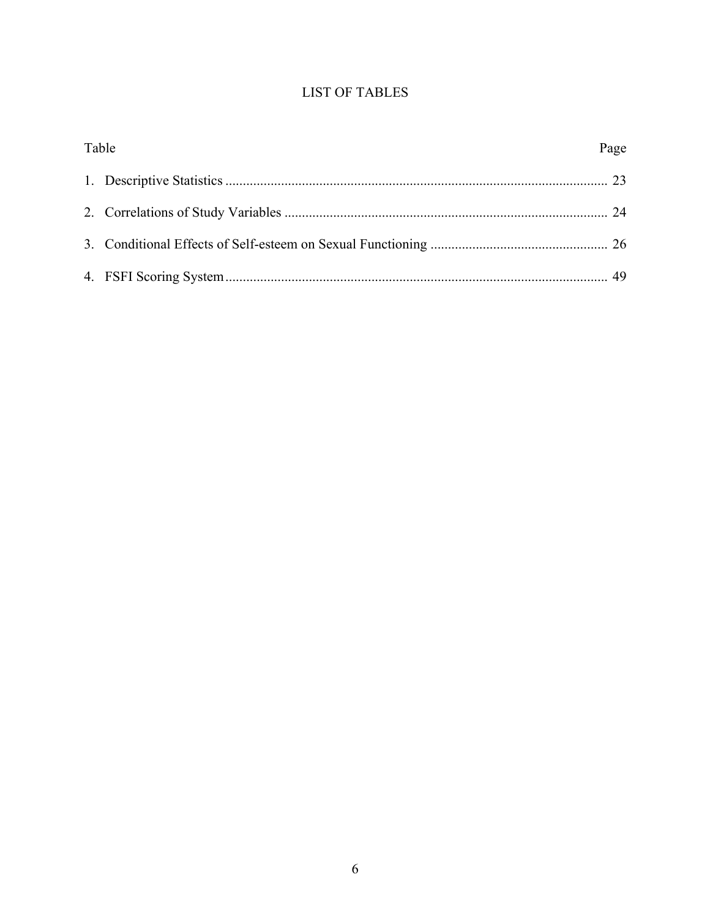# LIST OF TABLES

| Table | Page |
|---|---|
| 1. Descriptive Statistics | 23 |
| 2. Correlations of Study Variables | 24 |
| 3. Conditional Effects of Self-esteem on Sexual Functioning | 26 |
| 4. FSFI Scoring System | 49 |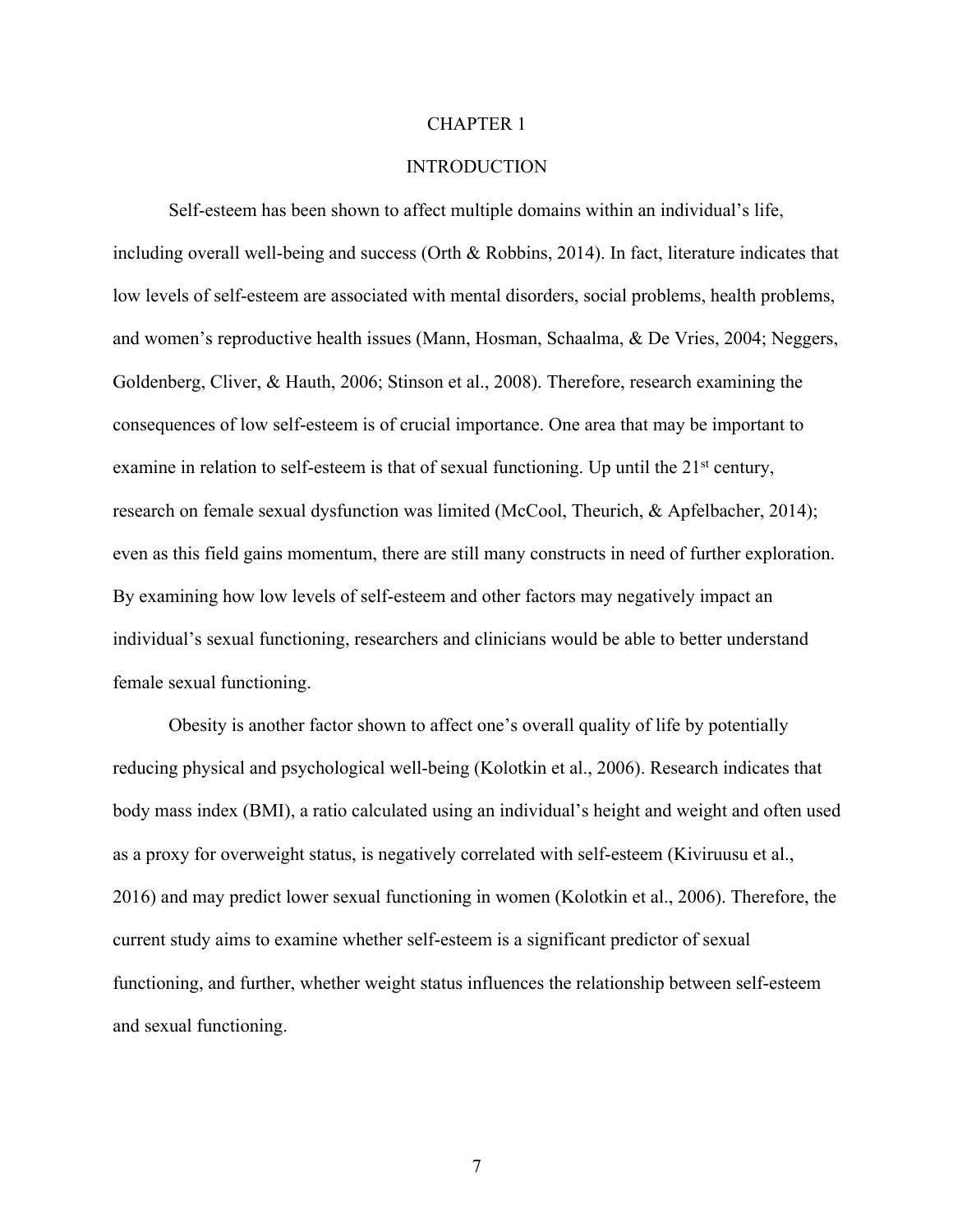# CHAPTER 1

# INTRODUCTION

Self-esteem has been shown to affect multiple domains within an individual's life, including overall well-being and success (Orth & Robbins, 2014). In fact, literature indicates that low levels of self-esteem are associated with mental disorders, social problems, health problems, and women's reproductive health issues (Mann, Hosman, Schaalma, & De Vries, 2004; Neggers, Goldenberg, Cliver, & Hauth, 2006; Stinson et al., 2008). Therefore, research examining the consequences of low self-esteem is of crucial importance. One area that may be important to examine in relation to self-esteem is that of sexual functioning. Up until the 21st century, research on female sexual dysfunction was limited (McCool, Theurich, & Apfelbacher, 2014); even as this field gains momentum, there are still many constructs in need of further exploration. By examining how low levels of self-esteem and other factors may negatively impact an individual's sexual functioning, researchers and clinicians would be able to better understand female sexual functioning.

Obesity is another factor shown to affect one's overall quality of life by potentially reducing physical and psychological well-being (Kolotkin et al., 2006). Research indicates that body mass index (BMI), a ratio calculated using an individual's height and weight and often used as a proxy for overweight status, is negatively correlated with self-esteem (Kiviruusu et al., 2016) and may predict lower sexual functioning in women (Kolotkin et al., 2006). Therefore, the current study aims to examine whether self-esteem is a significant predictor of sexual functioning, and further, whether weight status influences the relationship between self-esteem and sexual functioning.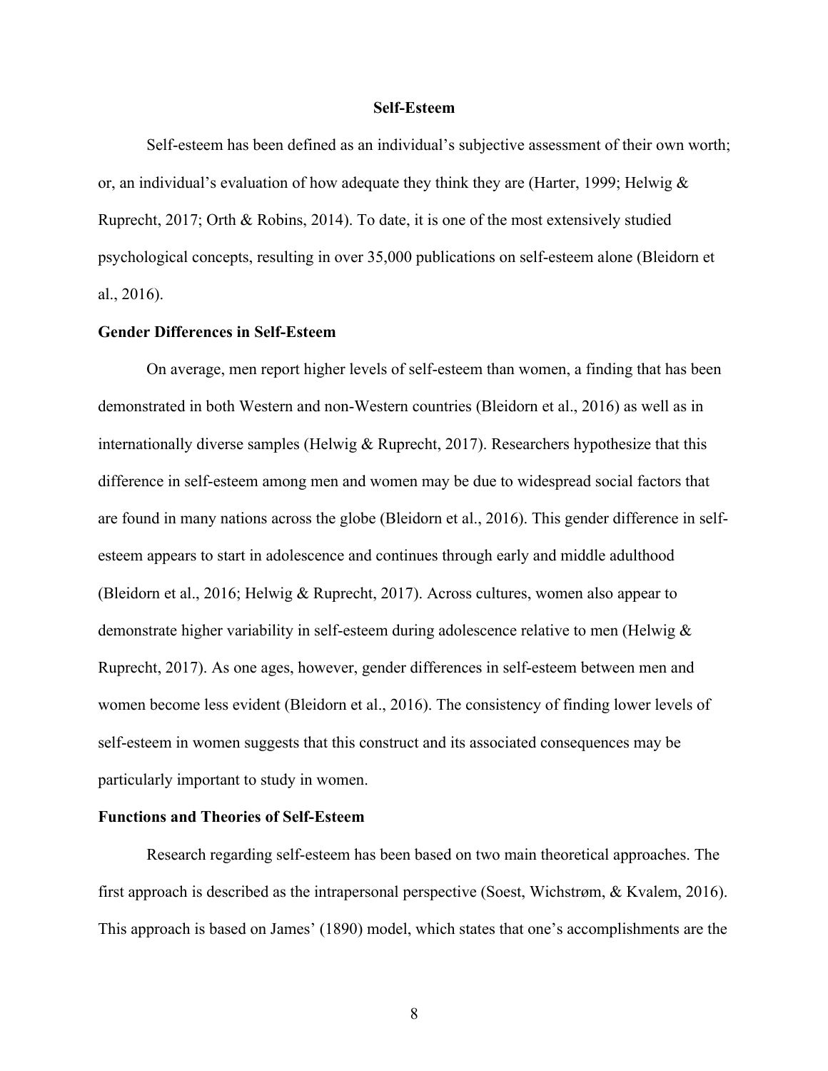# Self-Esteem

Self-esteem has been defined as an individual's subjective assessment of their own worth; or, an individual's evaluation of how adequate they think they are (Harter, 1999; Helwig & Ruprecht, 2017; Orth & Robins, 2014). To date, it is one of the most extensively studied psychological concepts, resulting in over 35,000 publications on self-esteem alone (Bleidorn et al., 2016).

## Gender Differences in Self-Esteem

On average, men report higher levels of self-esteem than women, a finding that has been demonstrated in both Western and non-Western countries (Bleidorn et al., 2016) as well as in internationally diverse samples (Helwig & Ruprecht, 2017). Researchers hypothesize that this difference in self-esteem among men and women may be due to widespread social factors that are found in many nations across the globe (Bleidorn et al., 2016). This gender difference in self-esteem appears to start in adolescence and continues through early and middle adulthood (Bleidorn et al., 2016; Helwig & Ruprecht, 2017). Across cultures, women also appear to demonstrate higher variability in self-esteem during adolescence relative to men (Helwig & Ruprecht, 2017). As one ages, however, gender differences in self-esteem between men and women become less evident (Bleidorn et al., 2016). The consistency of finding lower levels of self-esteem in women suggests that this construct and its associated consequences may be particularly important to study in women.

## Functions and Theories of Self-Esteem

Research regarding self-esteem has been based on two main theoretical approaches. The first approach is described as the intrapersonal perspective (Soest, Wichstrøm, & Kvalem, 2016). This approach is based on James' (1890) model, which states that one's accomplishments are the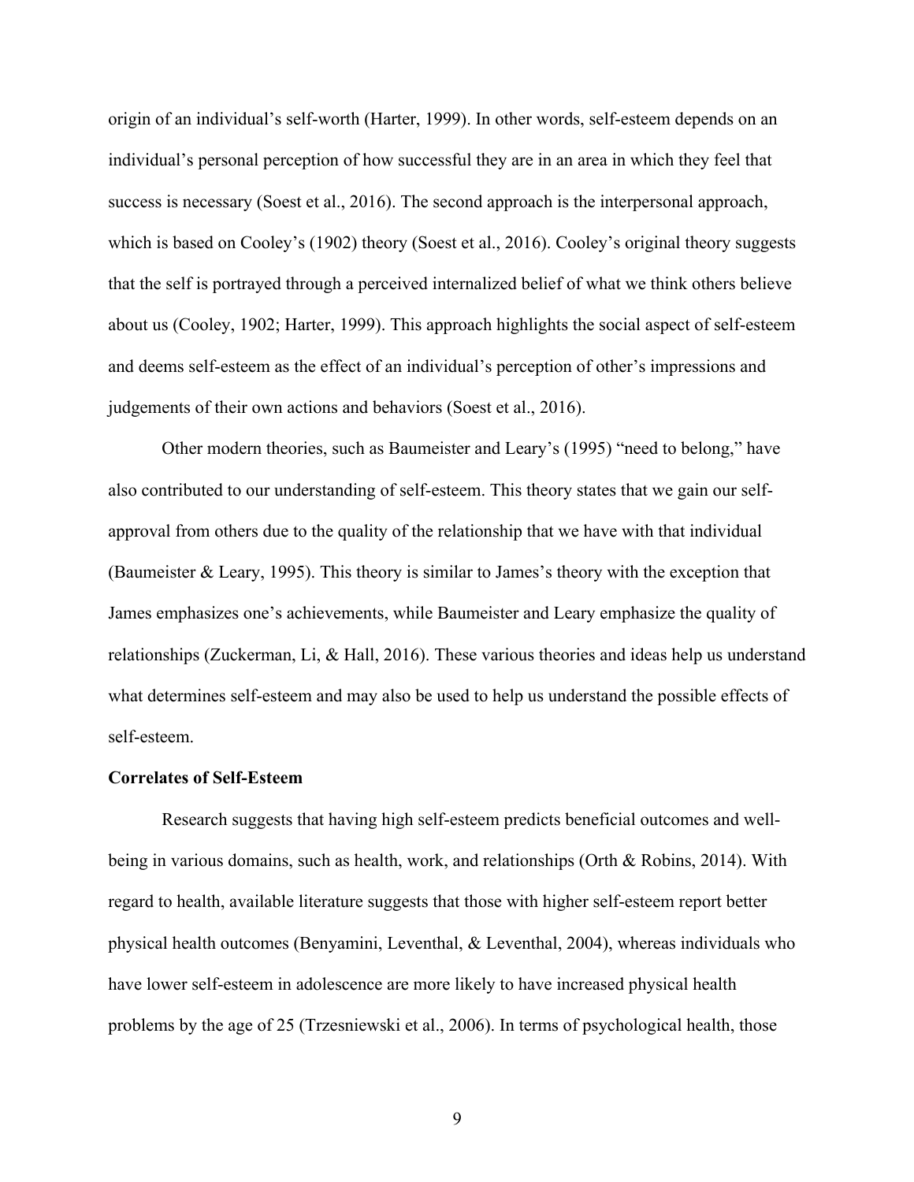origin of an individual's self-worth (Harter, 1999). In other words, self-esteem depends on an individual's personal perception of how successful they are in an area in which they feel that success is necessary (Soest et al., 2016). The second approach is the interpersonal approach, which is based on Cooley's (1902) theory (Soest et al., 2016). Cooley's original theory suggests that the self is portrayed through a perceived internalized belief of what we think others believe about us (Cooley, 1902; Harter, 1999). This approach highlights the social aspect of self-esteem and deems self-esteem as the effect of an individual's perception of other's impressions and judgements of their own actions and behaviors (Soest et al., 2016).

Other modern theories, such as Baumeister and Leary's (1995) "need to belong," have also contributed to our understanding of self-esteem. This theory states that we gain our self-approval from others due to the quality of the relationship that we have with that individual (Baumeister & Leary, 1995). This theory is similar to James's theory with the exception that James emphasizes one's achievements, while Baumeister and Leary emphasize the quality of relationships (Zuckerman, Li, & Hall, 2016). These various theories and ideas help us understand what determines self-esteem and may also be used to help us understand the possible effects of self-esteem.

**Correlates of Self-Esteem**

Research suggests that having high self-esteem predicts beneficial outcomes and well-being in various domains, such as health, work, and relationships (Orth & Robins, 2014). With regard to health, available literature suggests that those with higher self-esteem report better physical health outcomes (Benyamini, Leventhal, & Leventhal, 2004), whereas individuals who have lower self-esteem in adolescence are more likely to have increased physical health problems by the age of 25 (Trzesniewski et al., 2006). In terms of psychological health, those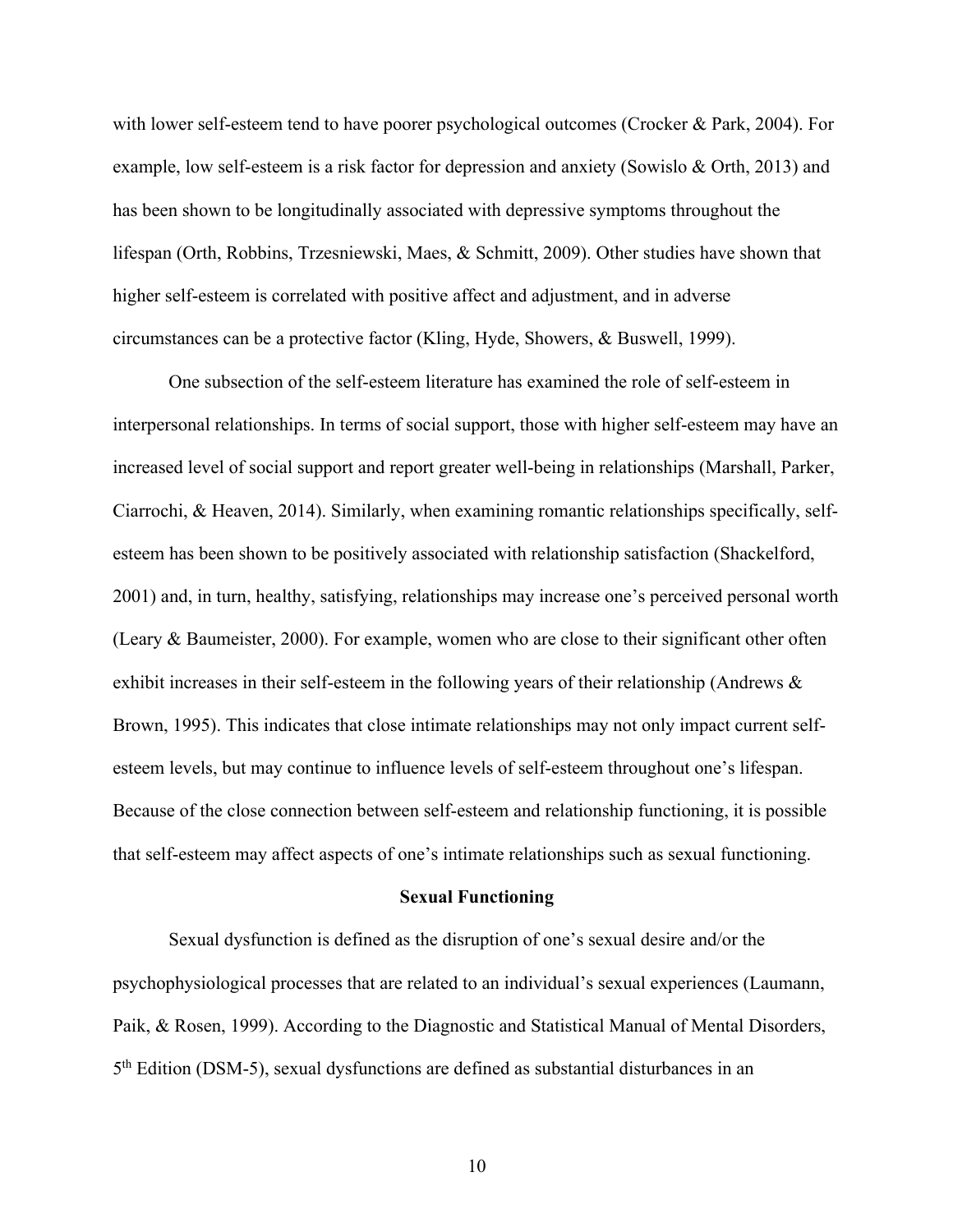with lower self-esteem tend to have poorer psychological outcomes (Crocker & Park, 2004). For example, low self-esteem is a risk factor for depression and anxiety (Sowislo & Orth, 2013) and has been shown to be longitudinally associated with depressive symptoms throughout the lifespan (Orth, Robbins, Trzesniewski, Maes, & Schmitt, 2009). Other studies have shown that higher self-esteem is correlated with positive affect and adjustment, and in adverse circumstances can be a protective factor (Kling, Hyde, Showers, & Buswell, 1999).

One subsection of the self-esteem literature has examined the role of self-esteem in interpersonal relationships. In terms of social support, those with higher self-esteem may have an increased level of social support and report greater well-being in relationships (Marshall, Parker, Ciarrochi, & Heaven, 2014). Similarly, when examining romantic relationships specifically, self-esteem has been shown to be positively associated with relationship satisfaction (Shackelford, 2001) and, in turn, healthy, satisfying, relationships may increase one's perceived personal worth (Leary & Baumeister, 2000). For example, women who are close to their significant other often exhibit increases in their self-esteem in the following years of their relationship (Andrews & Brown, 1995). This indicates that close intimate relationships may not only impact current self-esteem levels, but may continue to influence levels of self-esteem throughout one's lifespan. Because of the close connection between self-esteem and relationship functioning, it is possible that self-esteem may affect aspects of one's intimate relationships such as sexual functioning.

## Sexual Functioning

Sexual dysfunction is defined as the disruption of one's sexual desire and/or the psychophysiological processes that are related to an individual's sexual experiences (Laumann, Paik, & Rosen, 1999). According to the Diagnostic and Statistical Manual of Mental Disorders, 5th Edition (DSM-5), sexual dysfunctions are defined as substantial disturbances in an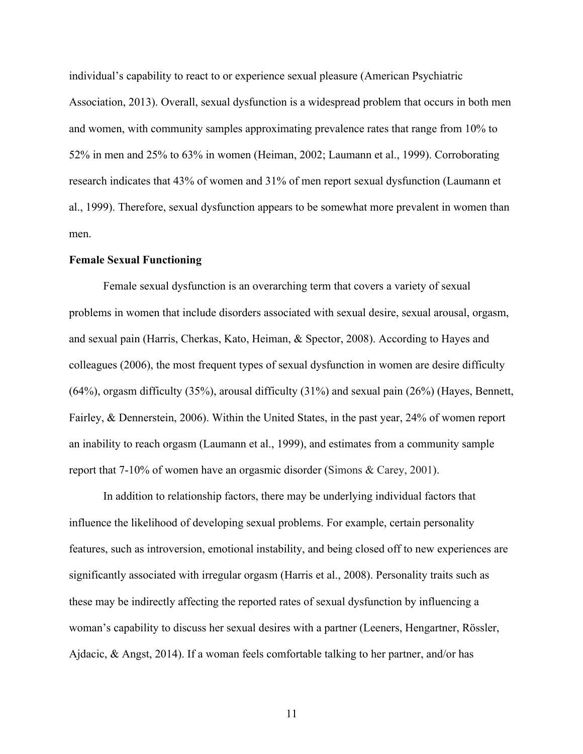individual's capability to react to or experience sexual pleasure (American Psychiatric Association, 2013). Overall, sexual dysfunction is a widespread problem that occurs in both men and women, with community samples approximating prevalence rates that range from 10% to 52% in men and 25% to 63% in women (Heiman, 2002; Laumann et al., 1999). Corroborating research indicates that 43% of women and 31% of men report sexual dysfunction (Laumann et al., 1999). Therefore, sexual dysfunction appears to be somewhat more prevalent in women than men.

**Female Sexual Functioning**

Female sexual dysfunction is an overarching term that covers a variety of sexual problems in women that include disorders associated with sexual desire, sexual arousal, orgasm, and sexual pain (Harris, Cherkas, Kato, Heiman, & Spector, 2008). According to Hayes and colleagues (2006), the most frequent types of sexual dysfunction in women are desire difficulty (64%), orgasm difficulty (35%), arousal difficulty (31%) and sexual pain (26%) (Hayes, Bennett, Fairley, & Dennerstein, 2006). Within the United States, in the past year, 24% of women report an inability to reach orgasm (Laumann et al., 1999), and estimates from a community sample report that 7-10% of women have an orgasmic disorder (Simons & Carey, 2001).

In addition to relationship factors, there may be underlying individual factors that influence the likelihood of developing sexual problems. For example, certain personality features, such as introversion, emotional instability, and being closed off to new experiences are significantly associated with irregular orgasm (Harris et al., 2008). Personality traits such as these may be indirectly affecting the reported rates of sexual dysfunction by influencing a woman's capability to discuss her sexual desires with a partner (Leeners, Hengartner, Rössler, Ajdacic, & Angst, 2014). If a woman feels comfortable talking to her partner, and/or has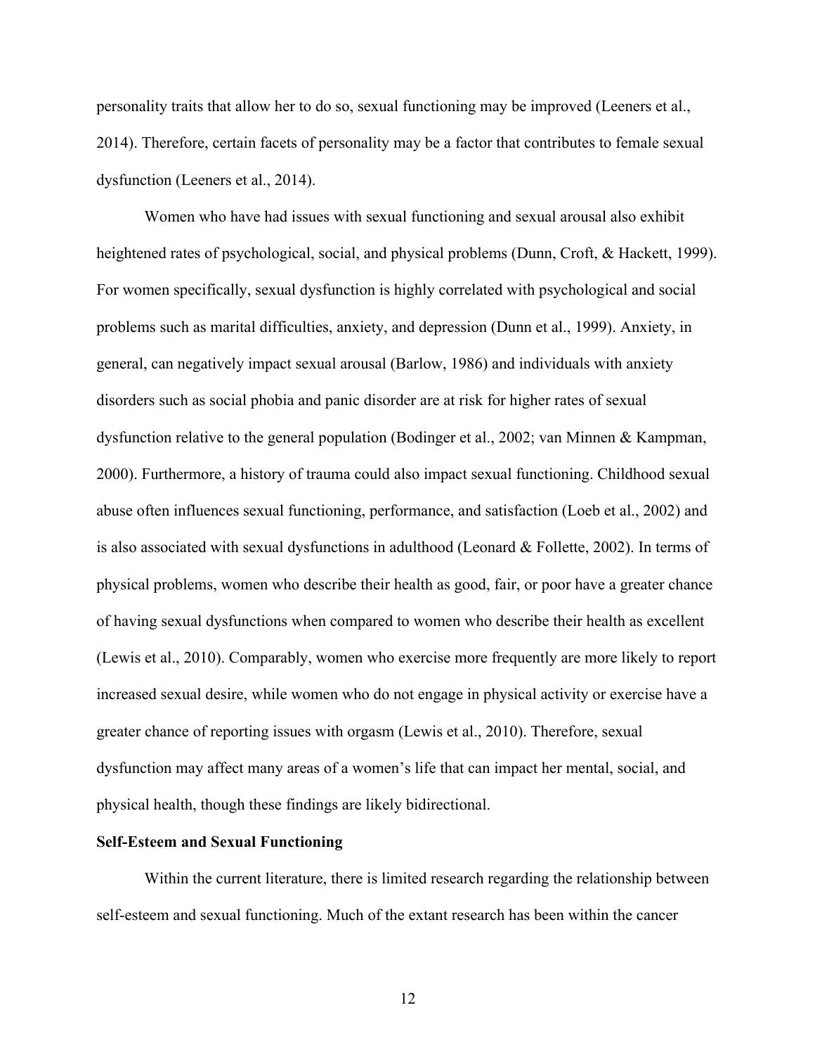personality traits that allow her to do so, sexual functioning may be improved (Leeners et al., 2014). Therefore, certain facets of personality may be a factor that contributes to female sexual dysfunction (Leeners et al., 2014).

Women who have had issues with sexual functioning and sexual arousal also exhibit heightened rates of psychological, social, and physical problems (Dunn, Croft, & Hackett, 1999). For women specifically, sexual dysfunction is highly correlated with psychological and social problems such as marital difficulties, anxiety, and depression (Dunn et al., 1999). Anxiety, in general, can negatively impact sexual arousal (Barlow, 1986) and individuals with anxiety disorders such as social phobia and panic disorder are at risk for higher rates of sexual dysfunction relative to the general population (Bodinger et al., 2002; van Minnen & Kampman, 2000). Furthermore, a history of trauma could also impact sexual functioning. Childhood sexual abuse often influences sexual functioning, performance, and satisfaction (Loeb et al., 2002) and is also associated with sexual dysfunctions in adulthood (Leonard & Follette, 2002). In terms of physical problems, women who describe their health as good, fair, or poor have a greater chance of having sexual dysfunctions when compared to women who describe their health as excellent (Lewis et al., 2010). Comparably, women who exercise more frequently are more likely to report increased sexual desire, while women who do not engage in physical activity or exercise have a greater chance of reporting issues with orgasm (Lewis et al., 2010). Therefore, sexual dysfunction may affect many areas of a women's life that can impact her mental, social, and physical health, though these findings are likely bidirectional.

## Self-Esteem and Sexual Functioning

Within the current literature, there is limited research regarding the relationship between self-esteem and sexual functioning. Much of the extant research has been within the cancer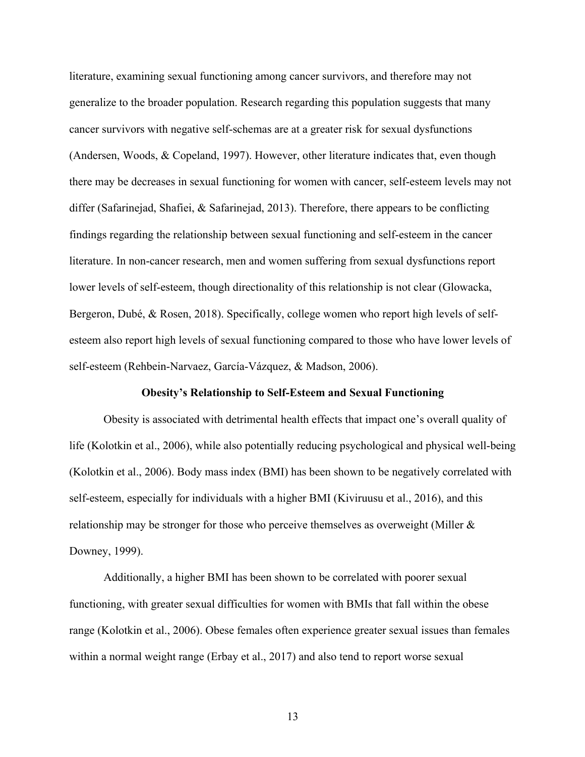literature, examining sexual functioning among cancer survivors, and therefore may not generalize to the broader population. Research regarding this population suggests that many cancer survivors with negative self-schemas are at a greater risk for sexual dysfunctions (Andersen, Woods, & Copeland, 1997). However, other literature indicates that, even though there may be decreases in sexual functioning for women with cancer, self-esteem levels may not differ (Safarinejad, Shafiei, & Safarinejad, 2013). Therefore, there appears to be conflicting findings regarding the relationship between sexual functioning and self-esteem in the cancer literature. In non-cancer research, men and women suffering from sexual dysfunctions report lower levels of self-esteem, though directionality of this relationship is not clear (Glowacka, Bergeron, Dubé, & Rosen, 2018). Specifically, college women who report high levels of self-esteem also report high levels of sexual functioning compared to those who have lower levels of self-esteem (Rehbein-Narvaez, García-Vázquez, & Madson, 2006).

## Obesity's Relationship to Self-Esteem and Sexual Functioning

Obesity is associated with detrimental health effects that impact one's overall quality of life (Kolotkin et al., 2006), while also potentially reducing psychological and physical well-being (Kolotkin et al., 2006). Body mass index (BMI) has been shown to be negatively correlated with self-esteem, especially for individuals with a higher BMI (Kiviruusu et al., 2016), and this relationship may be stronger for those who perceive themselves as overweight (Miller & Downey, 1999).

Additionally, a higher BMI has been shown to be correlated with poorer sexual functioning, with greater sexual difficulties for women with BMIs that fall within the obese range (Kolotkin et al., 2006). Obese females often experience greater sexual issues than females within a normal weight range (Erbay et al., 2017) and also tend to report worse sexual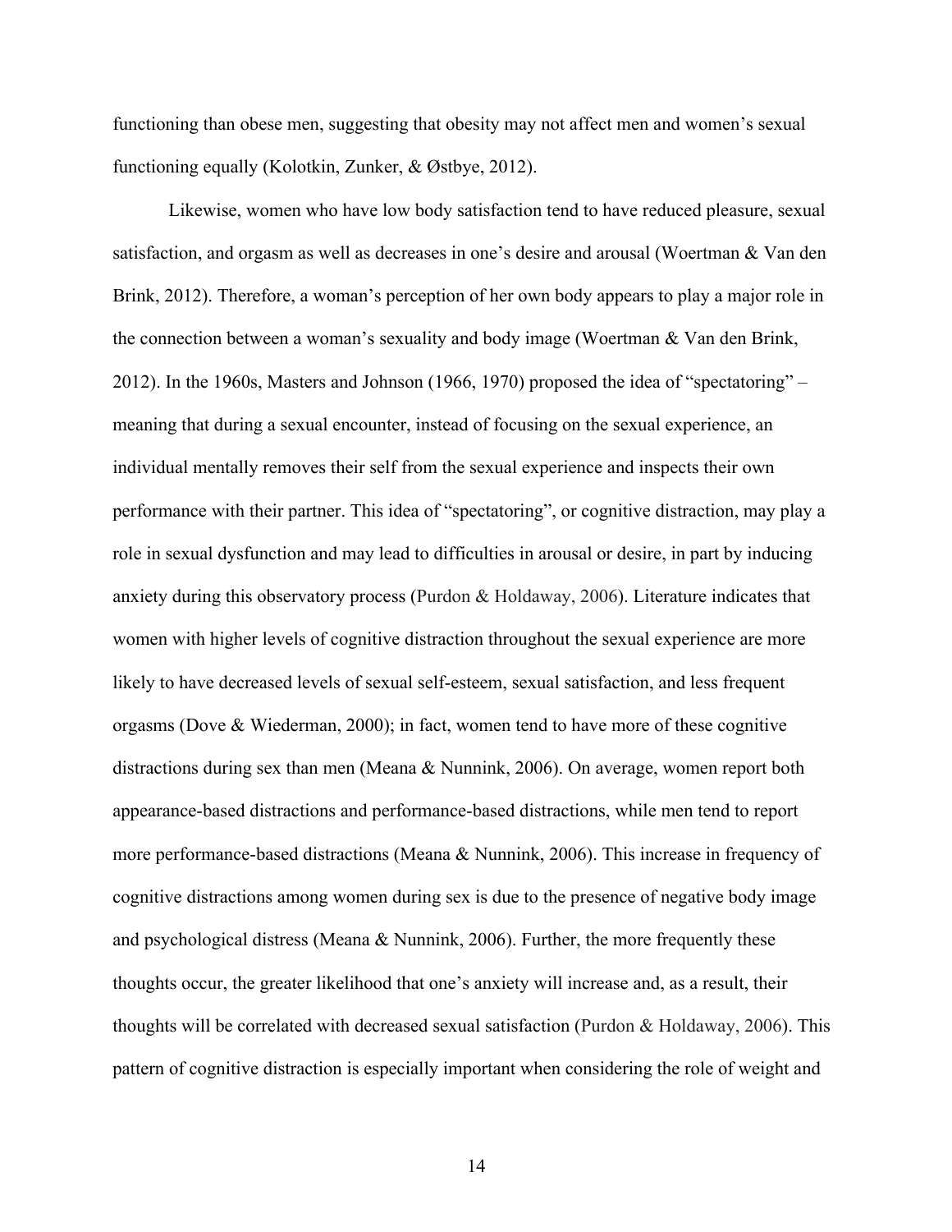functioning than obese men, suggesting that obesity may not affect men and women's sexual functioning equally (Kolotkin, Zunker, & Østbye, 2012).

Likewise, women who have low body satisfaction tend to have reduced pleasure, sexual satisfaction, and orgasm as well as decreases in one's desire and arousal (Woertman & Van den Brink, 2012). Therefore, a woman's perception of her own body appears to play a major role in the connection between a woman's sexuality and body image (Woertman & Van den Brink, 2012). In the 1960s, Masters and Johnson (1966, 1970) proposed the idea of "spectatoring" – meaning that during a sexual encounter, instead of focusing on the sexual experience, an individual mentally removes their self from the sexual experience and inspects their own performance with their partner. This idea of "spectatoring", or cognitive distraction, may play a role in sexual dysfunction and may lead to difficulties in arousal or desire, in part by inducing anxiety during this observatory process (Purdon & Holdaway, 2006). Literature indicates that women with higher levels of cognitive distraction throughout the sexual experience are more likely to have decreased levels of sexual self-esteem, sexual satisfaction, and less frequent orgasms (Dove & Wiederman, 2000); in fact, women tend to have more of these cognitive distractions during sex than men (Meana & Nunnink, 2006). On average, women report both appearance-based distractions and performance-based distractions, while men tend to report more performance-based distractions (Meana & Nunnink, 2006). This increase in frequency of cognitive distractions among women during sex is due to the presence of negative body image and psychological distress (Meana & Nunnink, 2006). Further, the more frequently these thoughts occur, the greater likelihood that one's anxiety will increase and, as a result, their thoughts will be correlated with decreased sexual satisfaction (Purdon & Holdaway, 2006). This pattern of cognitive distraction is especially important when considering the role of weight and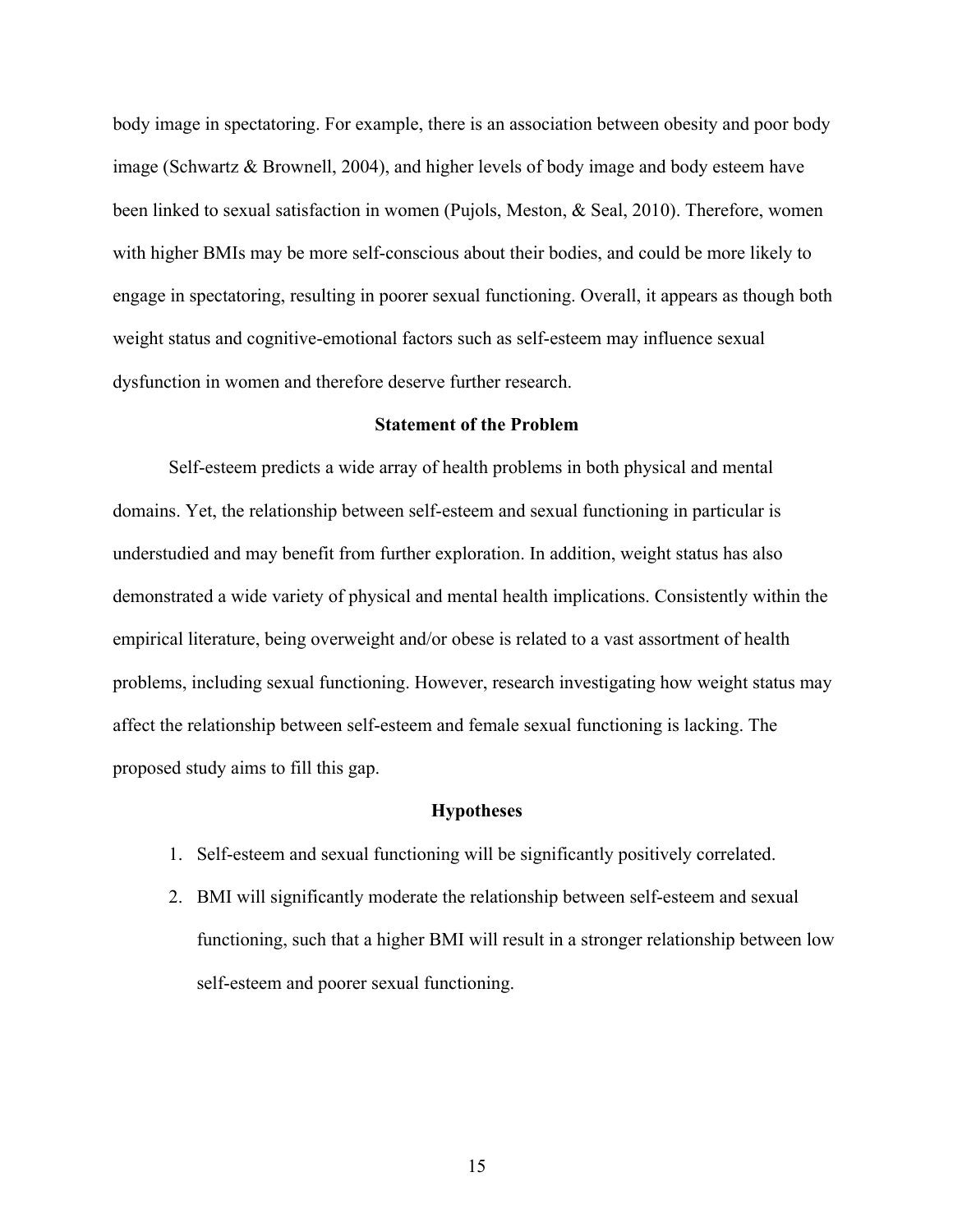body image in spectatoring. For example, there is an association between obesity and poor body image (Schwartz & Brownell, 2004), and higher levels of body image and body esteem have been linked to sexual satisfaction in women (Pujols, Meston, & Seal, 2010). Therefore, women with higher BMIs may be more self-conscious about their bodies, and could be more likely to engage in spectatoring, resulting in poorer sexual functioning. Overall, it appears as though both weight status and cognitive-emotional factors such as self-esteem may influence sexual dysfunction in women and therefore deserve further research.

## Statement of the Problem

Self-esteem predicts a wide array of health problems in both physical and mental domains. Yet, the relationship between self-esteem and sexual functioning in particular is understudied and may benefit from further exploration. In addition, weight status has also demonstrated a wide variety of physical and mental health implications. Consistently within the empirical literature, being overweight and/or obese is related to a vast assortment of health problems, including sexual functioning. However, research investigating how weight status may affect the relationship between self-esteem and female sexual functioning is lacking. The proposed study aims to fill this gap.

## Hypotheses

1. Self-esteem and sexual functioning will be significantly positively correlated.
2. BMI will significantly moderate the relationship between self-esteem and sexual functioning, such that a higher BMI will result in a stronger relationship between low self-esteem and poorer sexual functioning.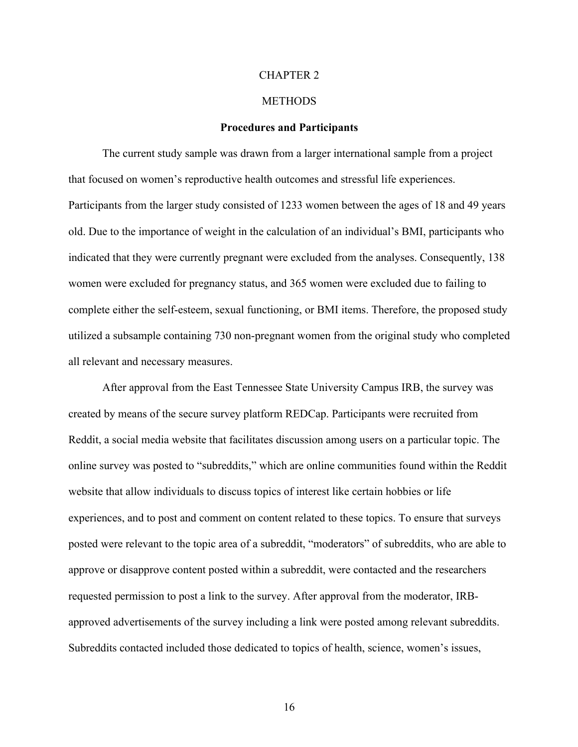# CHAPTER 2

# METHODS

### Procedures and Participants

The current study sample was drawn from a larger international sample from a project that focused on women's reproductive health outcomes and stressful life experiences. Participants from the larger study consisted of 1233 women between the ages of 18 and 49 years old. Due to the importance of weight in the calculation of an individual's BMI, participants who indicated that they were currently pregnant were excluded from the analyses. Consequently, 138 women were excluded for pregnancy status, and 365 women were excluded due to failing to complete either the self-esteem, sexual functioning, or BMI items. Therefore, the proposed study utilized a subsample containing 730 non-pregnant women from the original study who completed all relevant and necessary measures.

After approval from the East Tennessee State University Campus IRB, the survey was created by means of the secure survey platform REDCap. Participants were recruited from Reddit, a social media website that facilitates discussion among users on a particular topic. The online survey was posted to "subreddits," which are online communities found within the Reddit website that allow individuals to discuss topics of interest like certain hobbies or life experiences, and to post and comment on content related to these topics. To ensure that surveys posted were relevant to the topic area of a subreddit, "moderators" of subreddits, who are able to approve or disapprove content posted within a subreddit, were contacted and the researchers requested permission to post a link to the survey. After approval from the moderator, IRB-approved advertisements of the survey including a link were posted among relevant subreddits. Subreddits contacted included those dedicated to topics of health, science, women's issues,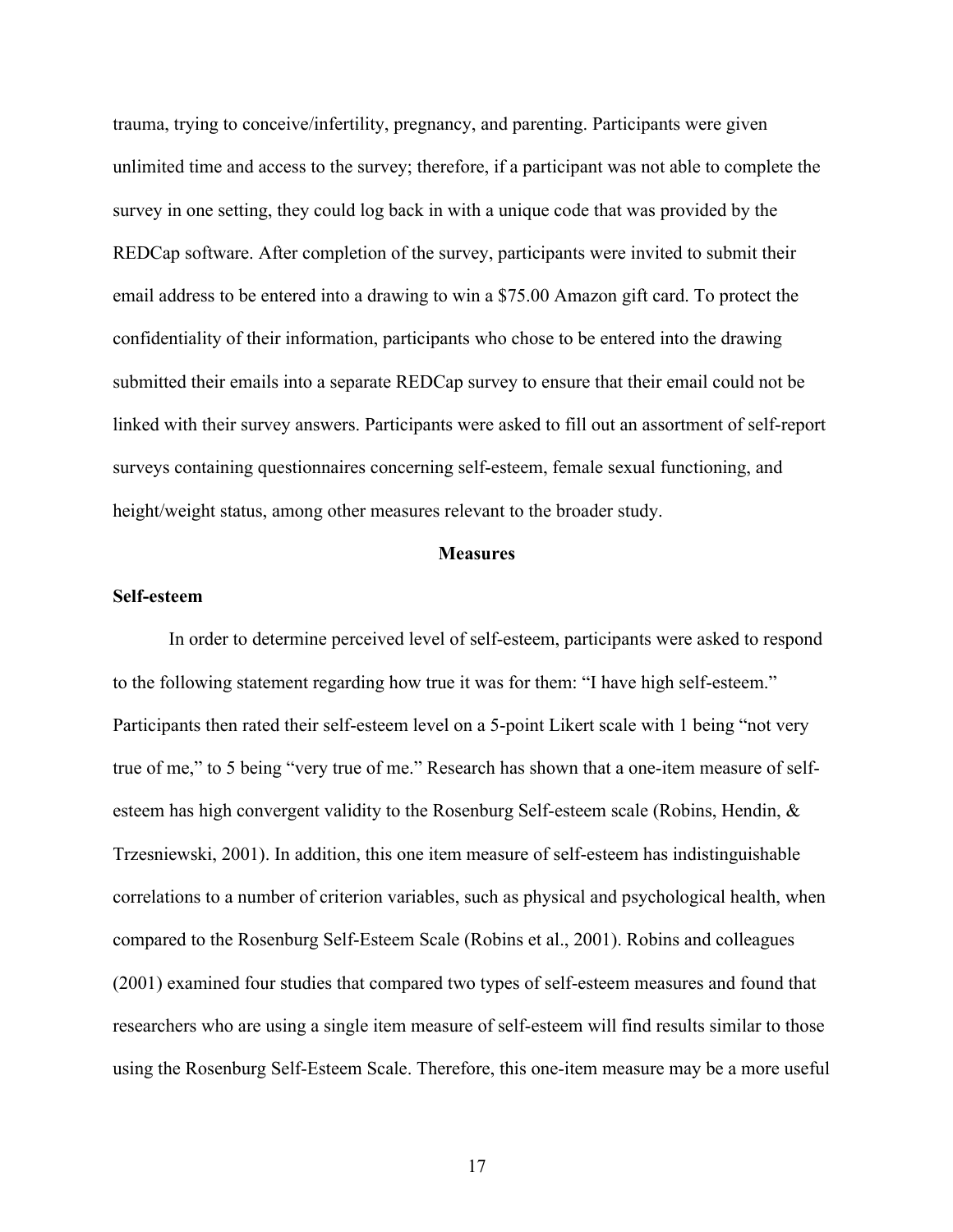trauma, trying to conceive/infertility, pregnancy, and parenting. Participants were given unlimited time and access to the survey; therefore, if a participant was not able to complete the survey in one setting, they could log back in with a unique code that was provided by the REDCap software. After completion of the survey, participants were invited to submit their email address to be entered into a drawing to win a $75.00 Amazon gift card. To protect the confidentiality of their information, participants who chose to be entered into the drawing submitted their emails into a separate REDCap survey to ensure that their email could not be linked with their survey answers. Participants were asked to fill out an assortment of self-report surveys containing questionnaires concerning self-esteem, female sexual functioning, and height/weight status, among other measures relevant to the broader study.

## Measures

### Self-esteem

In order to determine perceived level of self-esteem, participants were asked to respond to the following statement regarding how true it was for them: "I have high self-esteem." Participants then rated their self-esteem level on a 5-point Likert scale with 1 being "not very true of me," to 5 being "very true of me." Research has shown that a one-item measure of self-esteem has high convergent validity to the Rosenburg Self-esteem scale (Robins, Hendin, & Trzesniewski, 2001). In addition, this one item measure of self-esteem has indistinguishable correlations to a number of criterion variables, such as physical and psychological health, when compared to the Rosenburg Self-Esteem Scale (Robins et al., 2001). Robins and colleagues (2001) examined four studies that compared two types of self-esteem measures and found that researchers who are using a single item measure of self-esteem will find results similar to those using the Rosenburg Self-Esteem Scale. Therefore, this one-item measure may be a more useful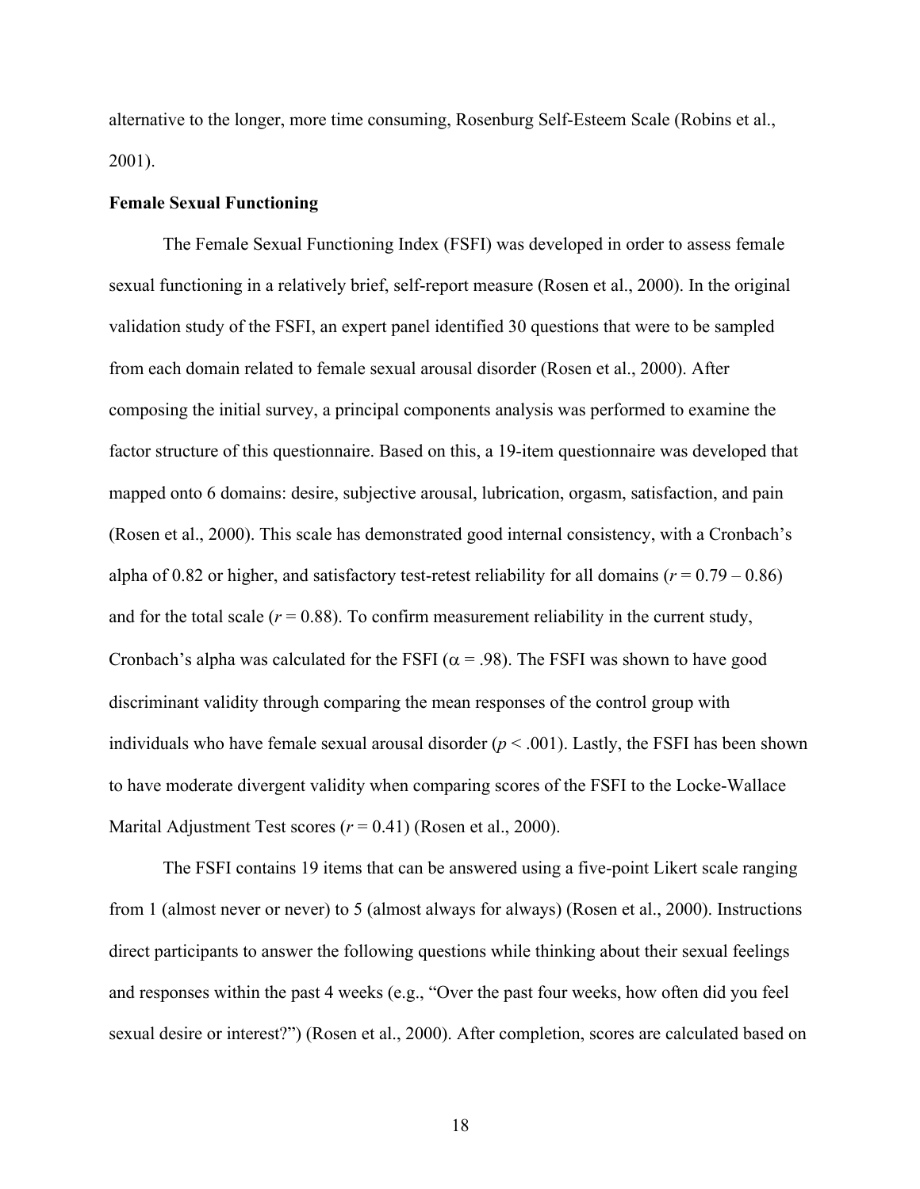alternative to the longer, more time consuming, Rosenburg Self-Esteem Scale (Robins et al., 2001).

**Female Sexual Functioning**

The Female Sexual Functioning Index (FSFI) was developed in order to assess female sexual functioning in a relatively brief, self-report measure (Rosen et al., 2000). In the original validation study of the FSFI, an expert panel identified 30 questions that were to be sampled from each domain related to female sexual arousal disorder (Rosen et al., 2000). After composing the initial survey, a principal components analysis was performed to examine the factor structure of this questionnaire. Based on this, a 19-item questionnaire was developed that mapped onto 6 domains: desire, subjective arousal, lubrication, orgasm, satisfaction, and pain (Rosen et al., 2000). This scale has demonstrated good internal consistency, with a Cronbach's alpha of 0.82 or higher, and satisfactory test-retest reliability for all domains ($r = 0.79 – 0.86$) and for the total scale ($r = 0.88$). To confirm measurement reliability in the current study, Cronbach's alpha was calculated for the FSFI ($\alpha = .98$). The FSFI was shown to have good discriminant validity through comparing the mean responses of the control group with individuals who have female sexual arousal disorder ($p < .001$). Lastly, the FSFI has been shown to have moderate divergent validity when comparing scores of the FSFI to the Locke-Wallace Marital Adjustment Test scores ($r = 0.41$) (Rosen et al., 2000).

The FSFI contains 19 items that can be answered using a five-point Likert scale ranging from 1 (almost never or never) to 5 (almost always for always) (Rosen et al., 2000). Instructions direct participants to answer the following questions while thinking about their sexual feelings and responses within the past 4 weeks (e.g., "Over the past four weeks, how often did you feel sexual desire or interest?") (Rosen et al., 2000). After completion, scores are calculated based on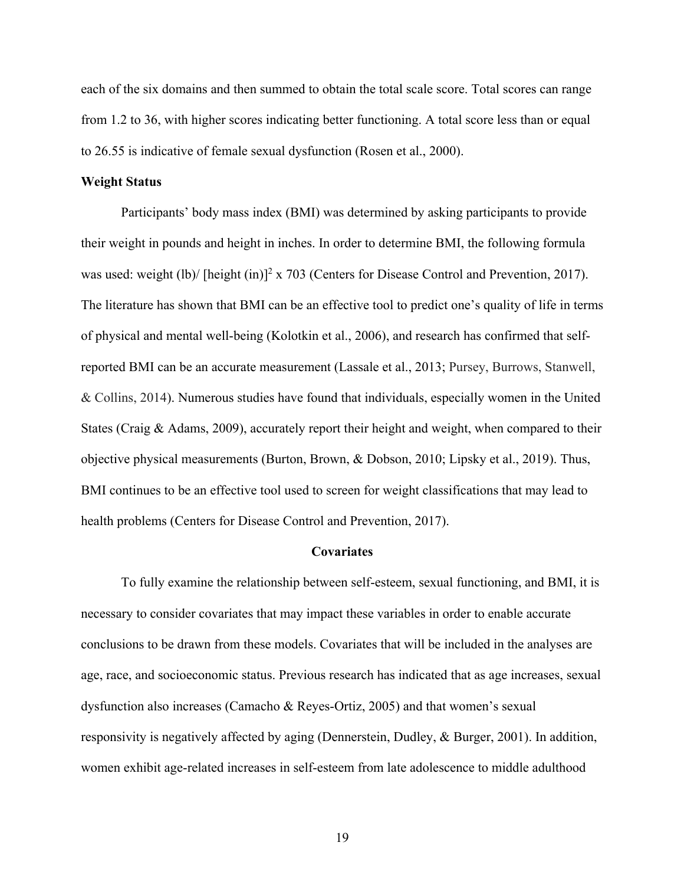each of the six domains and then summed to obtain the total scale score. Total scores can range from 1.2 to 36, with higher scores indicating better functioning. A total score less than or equal to 26.55 is indicative of female sexual dysfunction (Rosen et al., 2000).

**Weight Status**

Participants' body mass index (BMI) was determined by asking participants to provide their weight in pounds and height in inches. In order to determine BMI, the following formula was used: weight (lb)/ [height (in)]$^2$ x 703 (Centers for Disease Control and Prevention, 2017). The literature has shown that BMI can be an effective tool to predict one's quality of life in terms of physical and mental well-being (Kolotkin et al., 2006), and research has confirmed that self-reported BMI can be an accurate measurement (Lassale et al., 2013; Pursey, Burrows, Stanwell, & Collins, 2014). Numerous studies have found that individuals, especially women in the United States (Craig & Adams, 2009), accurately report their height and weight, when compared to their objective physical measurements (Burton, Brown, & Dobson, 2010; Lipsky et al., 2019). Thus, BMI continues to be an effective tool used to screen for weight classifications that may lead to health problems (Centers for Disease Control and Prevention, 2017).

## Covariates

To fully examine the relationship between self-esteem, sexual functioning, and BMI, it is necessary to consider covariates that may impact these variables in order to enable accurate conclusions to be drawn from these models. Covariates that will be included in the analyses are age, race, and socioeconomic status. Previous research has indicated that as age increases, sexual dysfunction also increases (Camacho & Reyes-Ortiz, 2005) and that women's sexual responsivity is negatively affected by aging (Dennerstein, Dudley, & Burger, 2001). In addition, women exhibit age-related increases in self-esteem from late adolescence to middle adulthood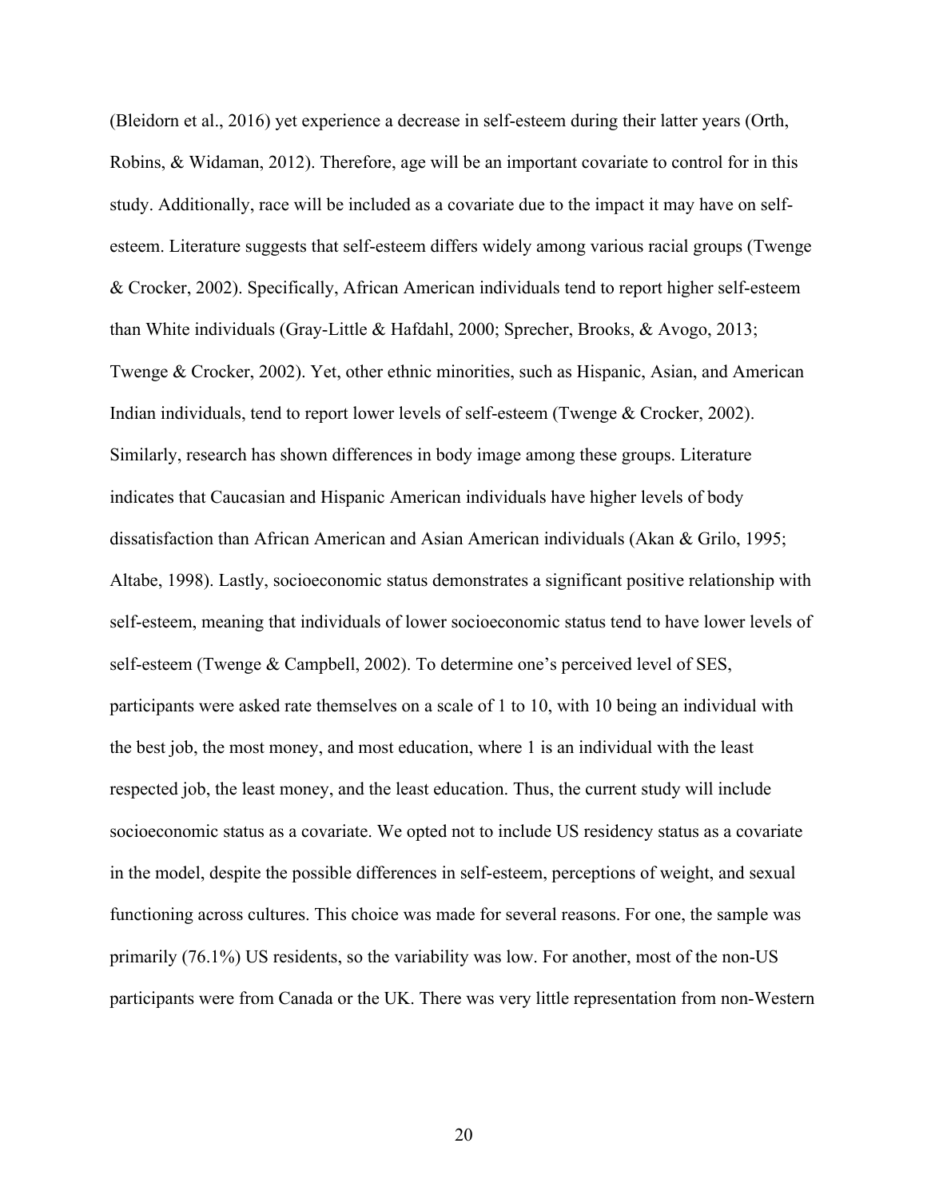(Bleidorn et al., 2016) yet experience a decrease in self-esteem during their latter years (Orth, Robins, & Widaman, 2012). Therefore, age will be an important covariate to control for in this study. Additionally, race will be included as a covariate due to the impact it may have on self-esteem. Literature suggests that self-esteem differs widely among various racial groups (Twenge & Crocker, 2002). Specifically, African American individuals tend to report higher self-esteem than White individuals (Gray-Little & Hafdahl, 2000; Sprecher, Brooks, & Avogo, 2013; Twenge & Crocker, 2002). Yet, other ethnic minorities, such as Hispanic, Asian, and American Indian individuals, tend to report lower levels of self-esteem (Twenge & Crocker, 2002). Similarly, research has shown differences in body image among these groups. Literature indicates that Caucasian and Hispanic American individuals have higher levels of body dissatisfaction than African American and Asian American individuals (Akan & Grilo, 1995; Altabe, 1998). Lastly, socioeconomic status demonstrates a significant positive relationship with self-esteem, meaning that individuals of lower socioeconomic status tend to have lower levels of self-esteem (Twenge & Campbell, 2002). To determine one's perceived level of SES, participants were asked rate themselves on a scale of 1 to 10, with 10 being an individual with the best job, the most money, and most education, where 1 is an individual with the least respected job, the least money, and the least education. Thus, the current study will include socioeconomic status as a covariate. We opted not to include US residency status as a covariate in the model, despite the possible differences in self-esteem, perceptions of weight, and sexual functioning across cultures. This choice was made for several reasons. For one, the sample was primarily (76.1%) US residents, so the variability was low. For another, most of the non-US participants were from Canada or the UK. There was very little representation from non-Western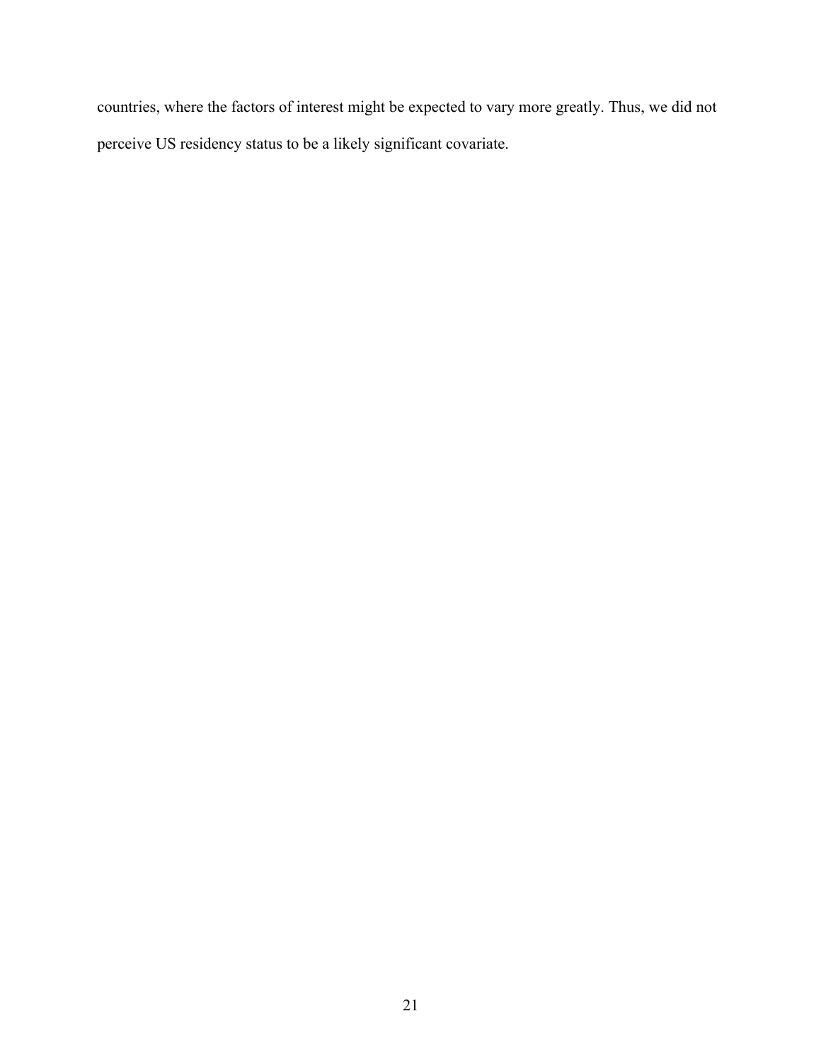countries, where the factors of interest might be expected to vary more greatly. Thus, we did not perceive US residency status to be a likely significant covariate.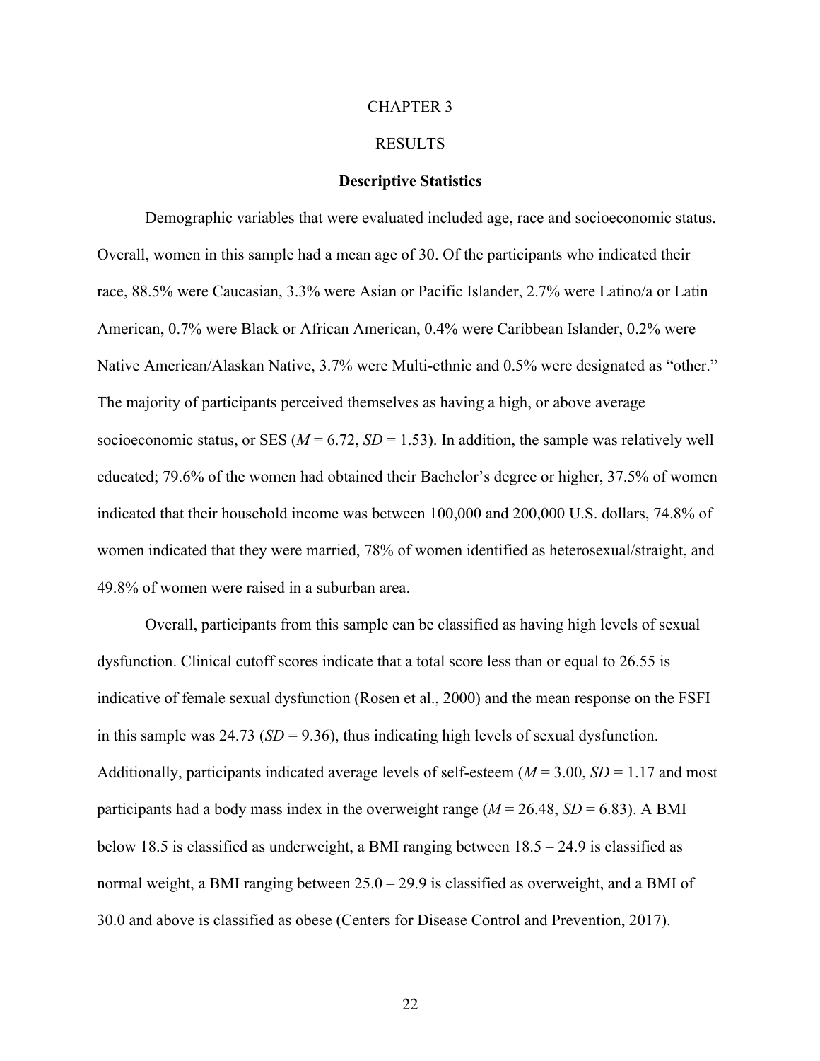# CHAPTER 3

# RESULTS

## Descriptive Statistics

Demographic variables that were evaluated included age, race and socioeconomic status. Overall, women in this sample had a mean age of 30. Of the participants who indicated their race, 88.5% were Caucasian, 3.3% were Asian or Pacific Islander, 2.7% were Latino/a or Latin American, 0.7% were Black or African American, 0.4% were Caribbean Islander, 0.2% were Native American/Alaskan Native, 3.7% were Multi-ethnic and 0.5% were designated as "other." The majority of participants perceived themselves as having a high, or above average socioeconomic status, or SES ($M$ = 6.72, $SD$ = 1.53). In addition, the sample was relatively well educated; 79.6% of the women had obtained their Bachelor's degree or higher, 37.5% of women indicated that their household income was between 100,000 and 200,000 U.S. dollars, 74.8% of women indicated that they were married, 78% of women identified as heterosexual/straight, and 49.8% of women were raised in a suburban area.

Overall, participants from this sample can be classified as having high levels of sexual dysfunction. Clinical cutoff scores indicate that a total score less than or equal to 26.55 is indicative of female sexual dysfunction (Rosen et al., 2000) and the mean response on the FSFI in this sample was 24.73 ($SD$ = 9.36), thus indicating high levels of sexual dysfunction. Additionally, participants indicated average levels of self-esteem ($M$ = 3.00, $SD$ = 1.17 and most participants had a body mass index in the overweight range ($M$ = 26.48, $SD$ = 6.83). A BMI below 18.5 is classified as underweight, a BMI ranging between 18.5 – 24.9 is classified as normal weight, a BMI ranging between 25.0 – 29.9 is classified as overweight, and a BMI of 30.0 and above is classified as obese (Centers for Disease Control and Prevention, 2017).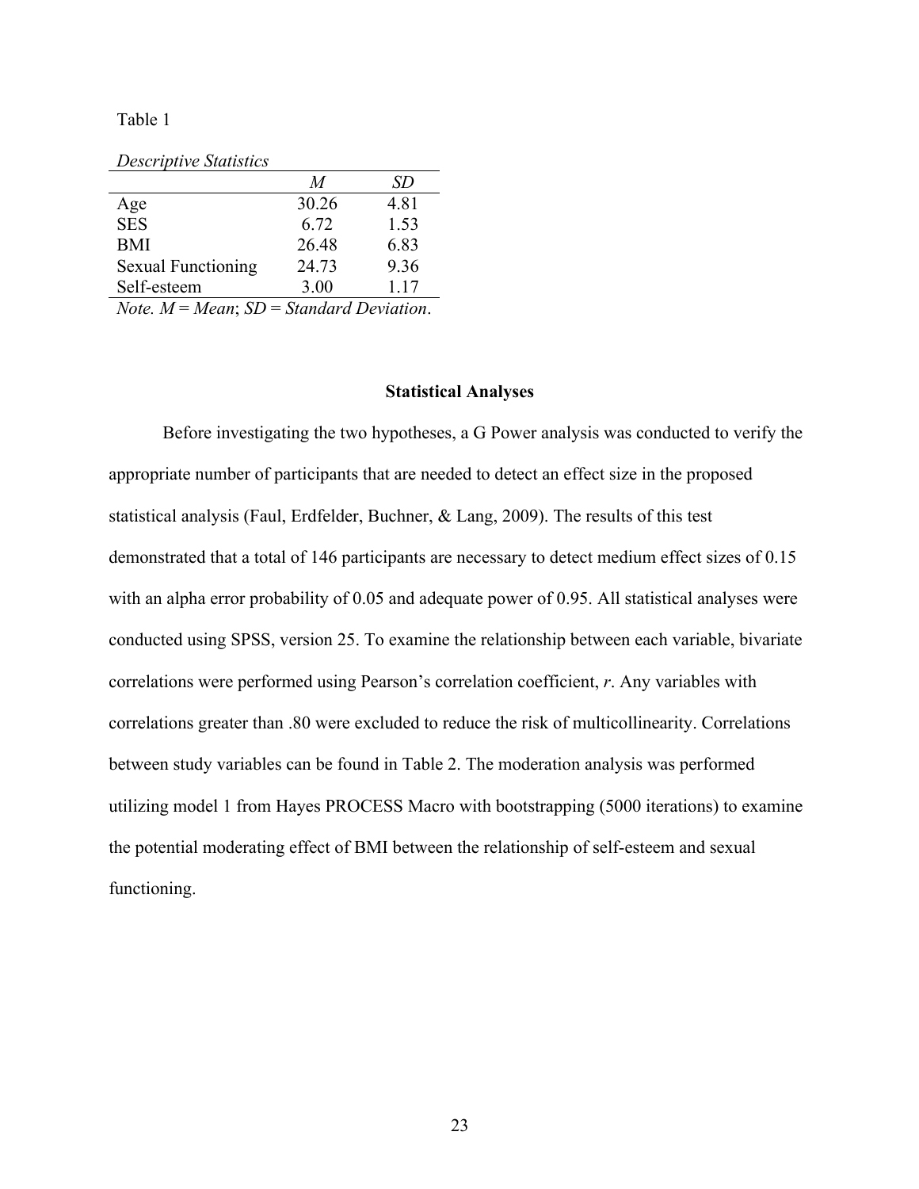Table 1

*Descriptive Statistics*

| | *M* | *SD* |
|---|---|---|
| Age | 30.26 | 4.81 |
| SES | 6.72 | 1.53 |
| BMI | 26.48 | 6.83 |
| Sexual Functioning | 24.73 | 9.36 |
| Self-esteem | 3.00 | 1.17 |

*Note. M = Mean*; *SD = Standard Deviation*.

**Statistical Analyses**

Before investigating the two hypotheses, a G Power analysis was conducted to verify the appropriate number of participants that are needed to detect an effect size in the proposed statistical analysis (Faul, Erdfelder, Buchner, & Lang, 2009). The results of this test demonstrated that a total of 146 participants are necessary to detect medium effect sizes of 0.15 with an alpha error probability of 0.05 and adequate power of 0.95. All statistical analyses were conducted using SPSS, version 25. To examine the relationship between each variable, bivariate correlations were performed using Pearson's correlation coefficient, *r*. Any variables with correlations greater than .80 were excluded to reduce the risk of multicollinearity. Correlations between study variables can be found in Table 2. The moderation analysis was performed utilizing model 1 from Hayes PROCESS Macro with bootstrapping (5000 iterations) to examine the potential moderating effect of BMI between the relationship of self-esteem and sexual functioning.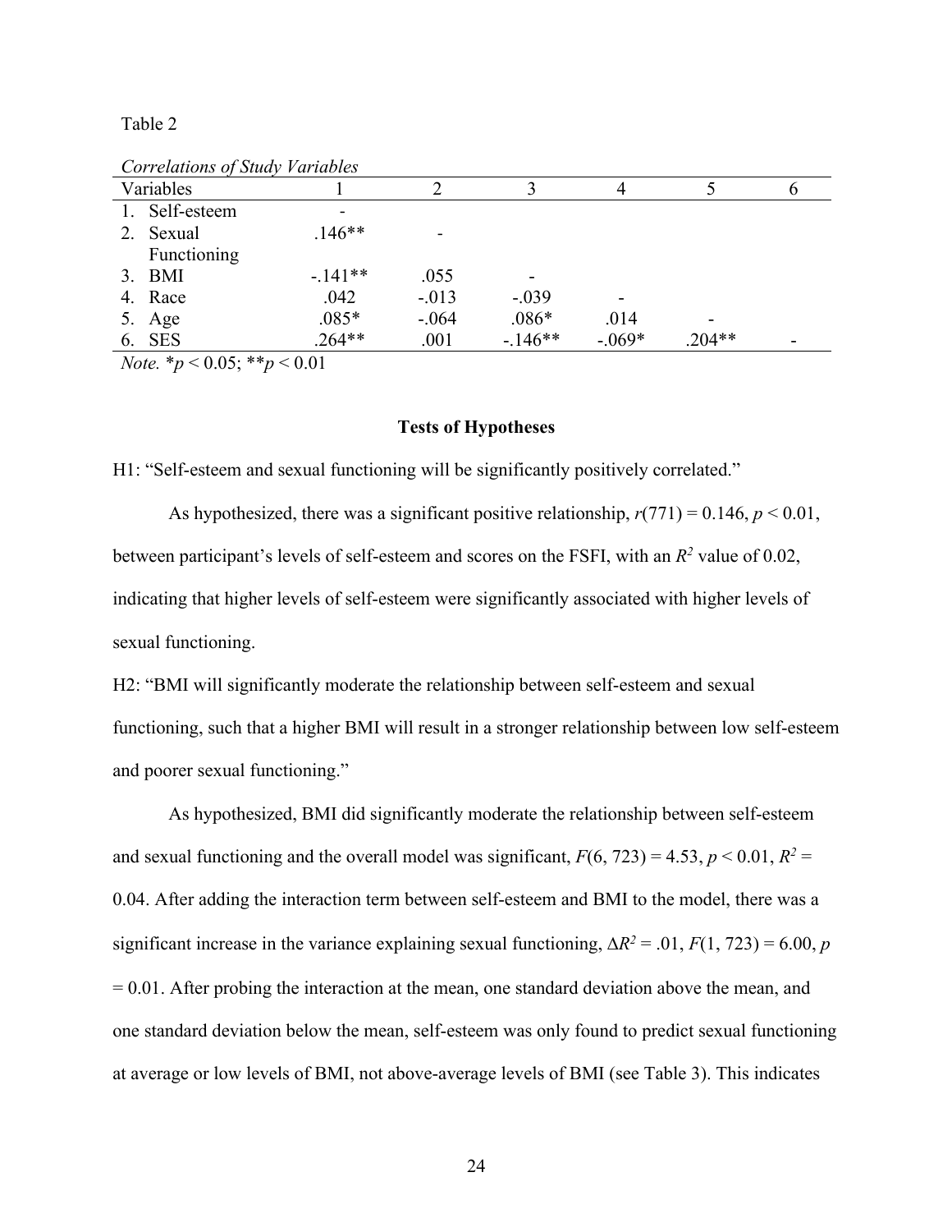Table 2

*Correlations of Study Variables*

| Variables | 1 | 2 | 3 | 4 | 5 | 6 |
|---|---|---|---|---|---|---|
| 1. Self-esteem | - | | | | | |
| 2. Sexual Functioning | .146** | - | | | | |
| 3. BMI | -.141** | .055 | - | | | |
| 4. Race | .042 | -.013 | -.039 | - | | |
| 5. Age | .085* | -.064 | .086* | .014 | - | |
| 6. SES | .264** | .001 | -.146** | -.069* | .204** | - |

*Note.* *$p < 0.05$; **$p < 0.01$

**Tests of Hypotheses**

H1: "Self-esteem and sexual functioning will be significantly positively correlated."

As hypothesized, there was a significant positive relationship, $r(771) = 0.146$, $p < 0.01$, between participant's levels of self-esteem and scores on the FSFI, with an $R^2$ value of 0.02, indicating that higher levels of self-esteem were significantly associated with higher levels of sexual functioning.

H2: "BMI will significantly moderate the relationship between self-esteem and sexual functioning, such that a higher BMI will result in a stronger relationship between low self-esteem and poorer sexual functioning."

As hypothesized, BMI did significantly moderate the relationship between self-esteem and sexual functioning and the overall model was significant, $F(6, 723) = 4.53$, $p < 0.01$, $R^2 = 0.04$. After adding the interaction term between self-esteem and BMI to the model, there was a significant increase in the variance explaining sexual functioning, $\Delta R^2 = .01$, $F(1, 723) = 6.00$, $p = 0.01$. After probing the interaction at the mean, one standard deviation above the mean, and one standard deviation below the mean, self-esteem was only found to predict sexual functioning at average or low levels of BMI, not above-average levels of BMI (see Table 3). This indicates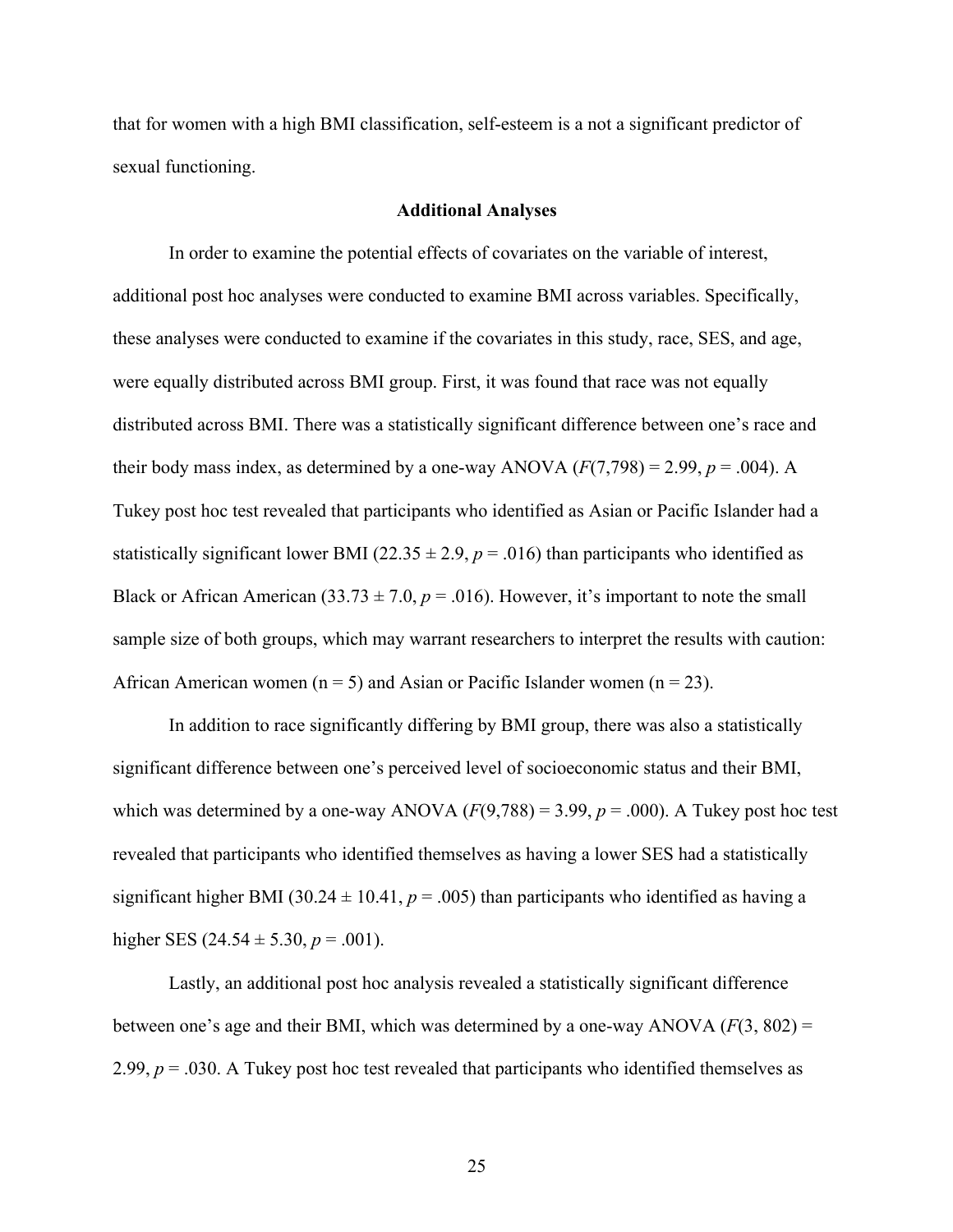that for women with a high BMI classification, self-esteem is a not a significant predictor of sexual functioning.

## Additional Analyses

In order to examine the potential effects of covariates on the variable of interest, additional post hoc analyses were conducted to examine BMI across variables. Specifically, these analyses were conducted to examine if the covariates in this study, race, SES, and age, were equally distributed across BMI group. First, it was found that race was not equally distributed across BMI. There was a statistically significant difference between one's race and their body mass index, as determined by a one-way ANOVA ($F(7,798) = 2.99$, $p = .004$). A Tukey post hoc test revealed that participants who identified as Asian or Pacific Islander had a statistically significant lower BMI ($22.35 \pm 2.9$, $p = .016$) than participants who identified as Black or African American ($33.73 \pm 7.0$, $p = .016$). However, it's important to note the small sample size of both groups, which may warrant researchers to interpret the results with caution: African American women (n = 5) and Asian or Pacific Islander women (n = 23).

In addition to race significantly differing by BMI group, there was also a statistically significant difference between one's perceived level of socioeconomic status and their BMI, which was determined by a one-way ANOVA ($F(9,788) = 3.99$, $p = .000$). A Tukey post hoc test revealed that participants who identified themselves as having a lower SES had a statistically significant higher BMI ($30.24 \pm 10.41$, $p = .005$) than participants who identified as having a higher SES ($24.54 \pm 5.30$, $p = .001$).

Lastly, an additional post hoc analysis revealed a statistically significant difference between one's age and their BMI, which was determined by a one-way ANOVA ($F(3, 802) = 2.99$, $p = .030$. A Tukey post hoc test revealed that participants who identified themselves as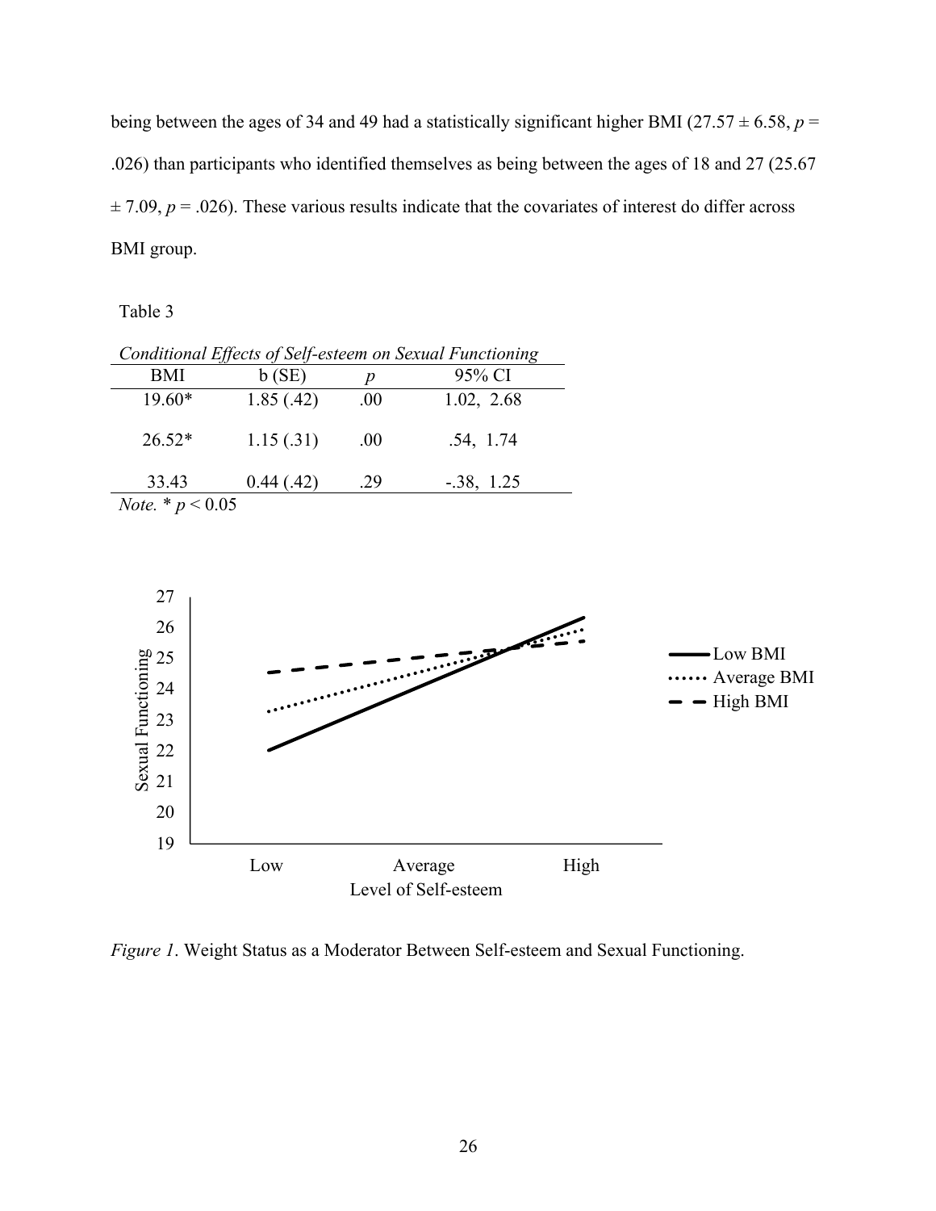being between the ages of 34 and 49 had a statistically significant higher BMI (27.57 ± 6.58, $p$ = .026) than participants who identified themselves as being between the ages of 18 and 27 (25.67 ± 7.09, $p$ = .026). These various results indicate that the covariates of interest do differ across BMI group.

Table 3

*Conditional Effects of Self-esteem on Sexual Functioning*

| BMI | b (SE) | $p$ | 95% CI |
|---|---|---|---|
| 19.60* | 1.85 (.42) | .00 | 1.02, 2.68 |
| 26.52* | 1.15 (.31) | .00 | .54, 1.74 |
| 33.43 | 0.44 (.42) | .29 | -.38, 1.25 |

*Note.* * $p < 0.05$

*Figure 1*. Weight Status as a Moderator Between Self-esteem and Sexual Functioning.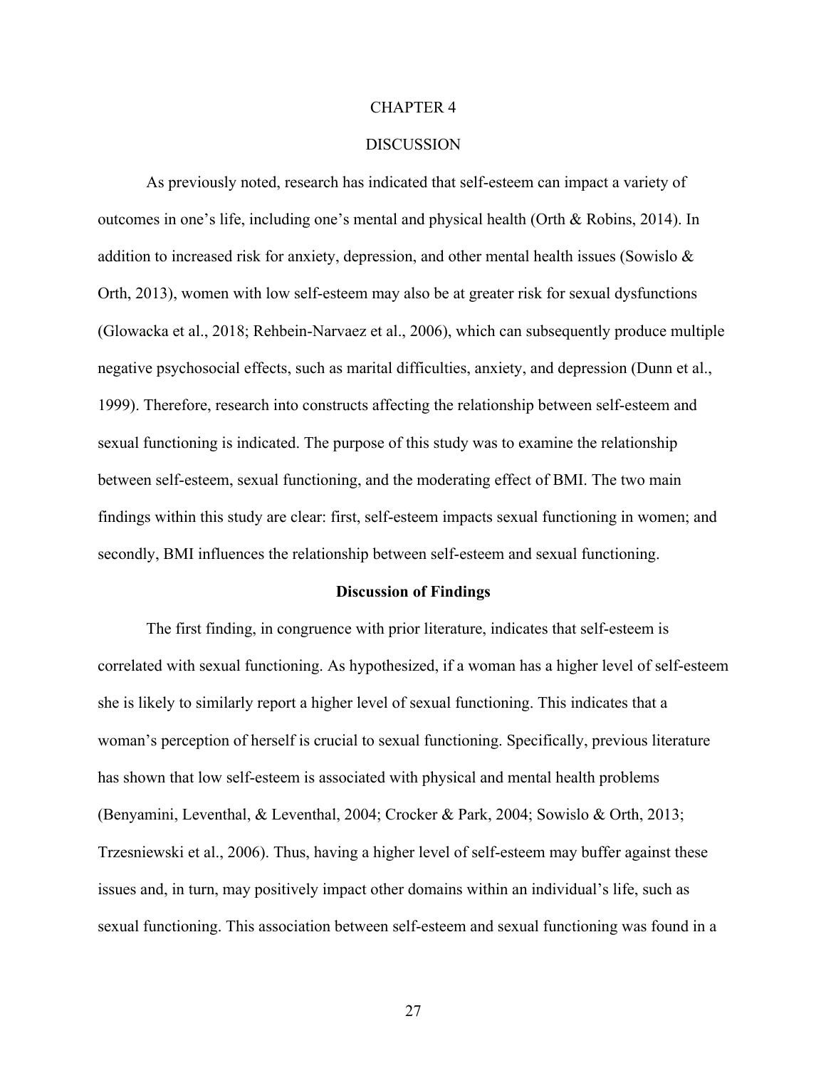# CHAPTER 4

# DISCUSSION

As previously noted, research has indicated that self-esteem can impact a variety of outcomes in one's life, including one's mental and physical health (Orth & Robins, 2014). In addition to increased risk for anxiety, depression, and other mental health issues (Sowislo & Orth, 2013), women with low self-esteem may also be at greater risk for sexual dysfunctions (Glowacka et al., 2018; Rehbein-Narvaez et al., 2006), which can subsequently produce multiple negative psychosocial effects, such as marital difficulties, anxiety, and depression (Dunn et al., 1999). Therefore, research into constructs affecting the relationship between self-esteem and sexual functioning is indicated. The purpose of this study was to examine the relationship between self-esteem, sexual functioning, and the moderating effect of BMI. The two main findings within this study are clear: first, self-esteem impacts sexual functioning in women; and secondly, BMI influences the relationship between self-esteem and sexual functioning.

## Discussion of Findings

The first finding, in congruence with prior literature, indicates that self-esteem is correlated with sexual functioning. As hypothesized, if a woman has a higher level of self-esteem she is likely to similarly report a higher level of sexual functioning. This indicates that a woman's perception of herself is crucial to sexual functioning. Specifically, previous literature has shown that low self-esteem is associated with physical and mental health problems (Benyamini, Leventhal, & Leventhal, 2004; Crocker & Park, 2004; Sowislo & Orth, 2013; Trzesniewski et al., 2006). Thus, having a higher level of self-esteem may buffer against these issues and, in turn, may positively impact other domains within an individual's life, such as sexual functioning. This association between self-esteem and sexual functioning was found in a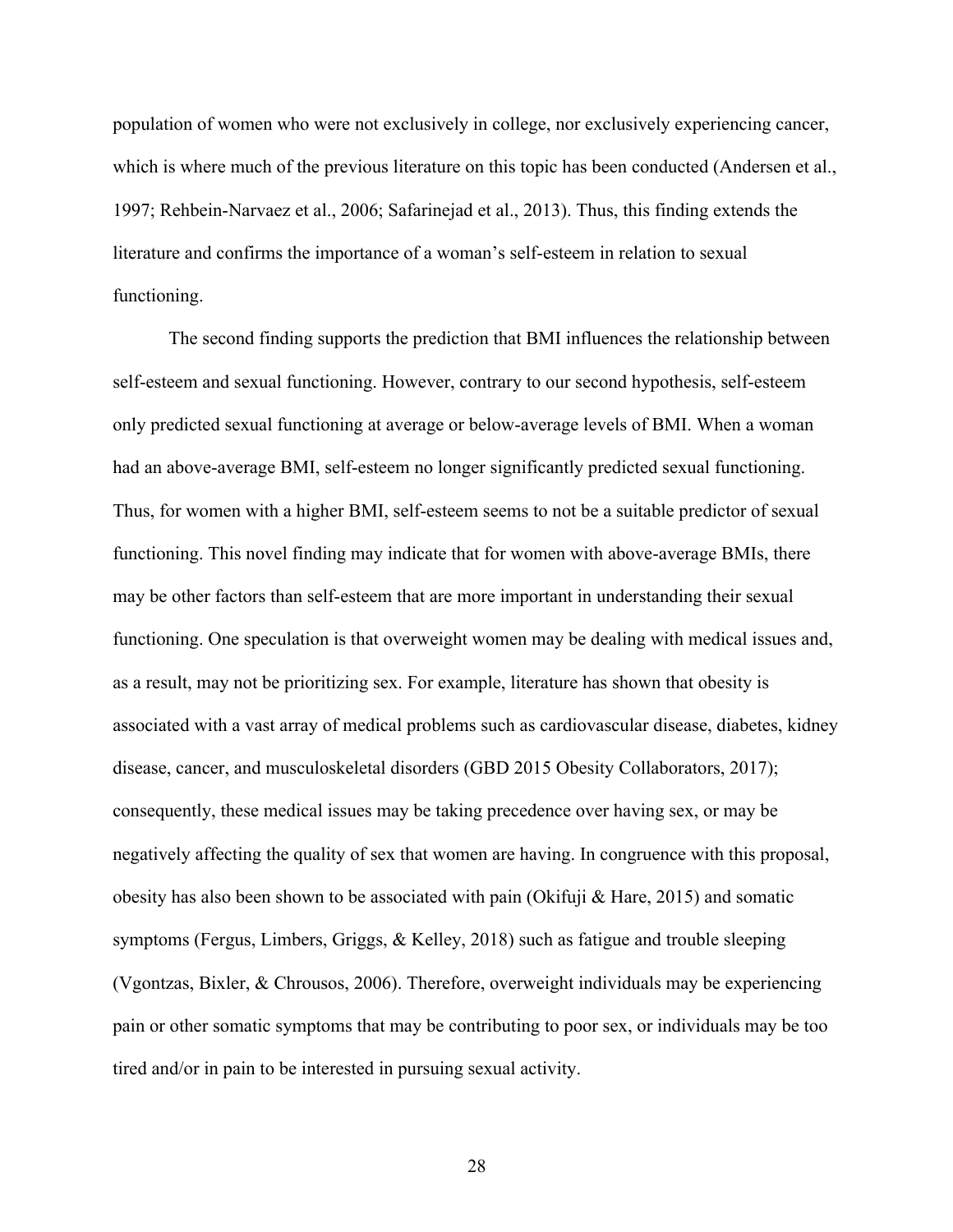population of women who were not exclusively in college, nor exclusively experiencing cancer, which is where much of the previous literature on this topic has been conducted (Andersen et al., 1997; Rehbein-Narvaez et al., 2006; Safarinejad et al., 2013). Thus, this finding extends the literature and confirms the importance of a woman's self-esteem in relation to sexual functioning.

The second finding supports the prediction that BMI influences the relationship between self-esteem and sexual functioning. However, contrary to our second hypothesis, self-esteem only predicted sexual functioning at average or below-average levels of BMI. When a woman had an above-average BMI, self-esteem no longer significantly predicted sexual functioning. Thus, for women with a higher BMI, self-esteem seems to not be a suitable predictor of sexual functioning. This novel finding may indicate that for women with above-average BMIs, there may be other factors than self-esteem that are more important in understanding their sexual functioning. One speculation is that overweight women may be dealing with medical issues and, as a result, may not be prioritizing sex. For example, literature has shown that obesity is associated with a vast array of medical problems such as cardiovascular disease, diabetes, kidney disease, cancer, and musculoskeletal disorders (GBD 2015 Obesity Collaborators, 2017); consequently, these medical issues may be taking precedence over having sex, or may be negatively affecting the quality of sex that women are having. In congruence with this proposal, obesity has also been shown to be associated with pain (Okifuji & Hare, 2015) and somatic symptoms (Fergus, Limbers, Griggs, & Kelley, 2018) such as fatigue and trouble sleeping (Vgontzas, Bixler, & Chrousos, 2006). Therefore, overweight individuals may be experiencing pain or other somatic symptoms that may be contributing to poor sex, or individuals may be too tired and/or in pain to be interested in pursuing sexual activity.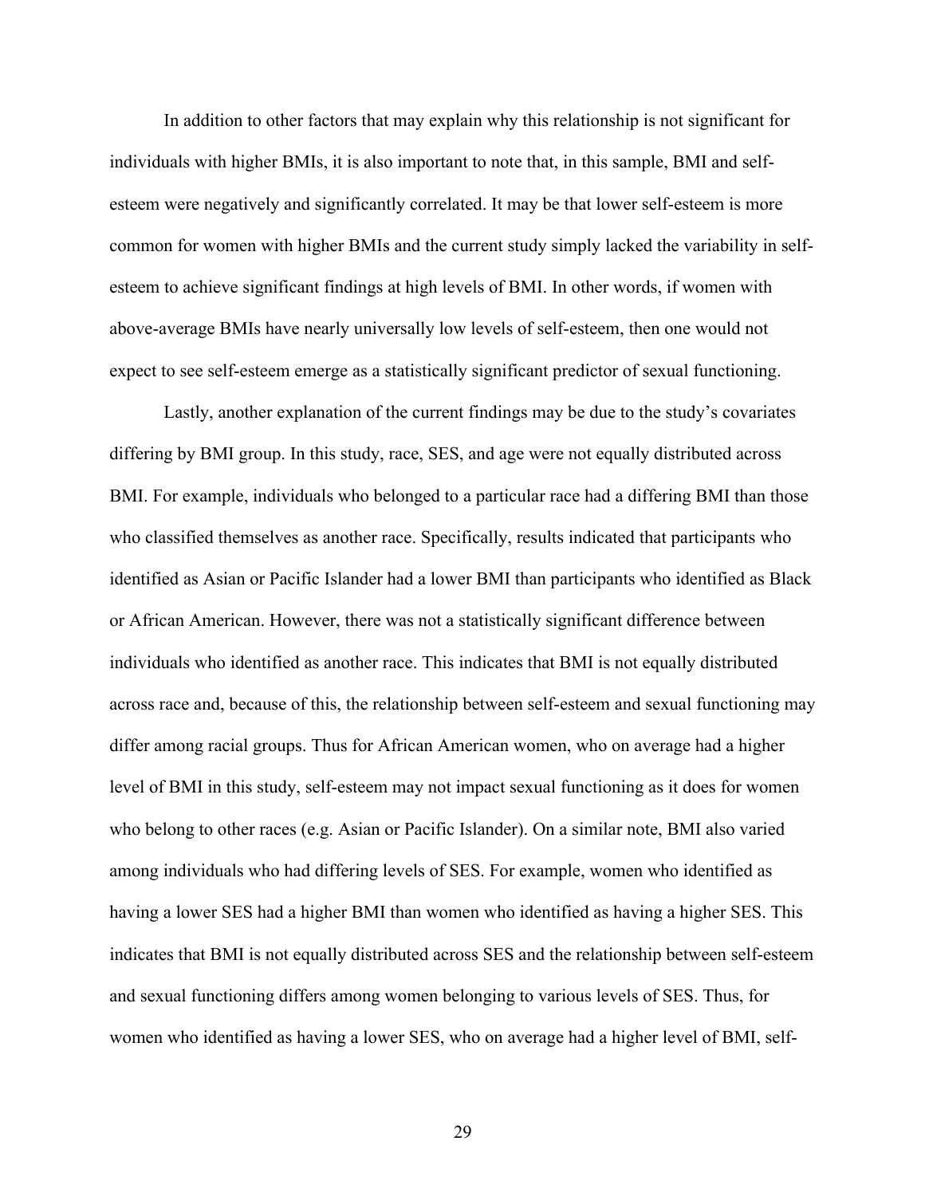In addition to other factors that may explain why this relationship is not significant for individuals with higher BMIs, it is also important to note that, in this sample, BMI and self-esteem were negatively and significantly correlated. It may be that lower self-esteem is more common for women with higher BMIs and the current study simply lacked the variability in self-esteem to achieve significant findings at high levels of BMI. In other words, if women with above-average BMIs have nearly universally low levels of self-esteem, then one would not expect to see self-esteem emerge as a statistically significant predictor of sexual functioning.

Lastly, another explanation of the current findings may be due to the study's covariates differing by BMI group. In this study, race, SES, and age were not equally distributed across BMI. For example, individuals who belonged to a particular race had a differing BMI than those who classified themselves as another race. Specifically, results indicated that participants who identified as Asian or Pacific Islander had a lower BMI than participants who identified as Black or African American. However, there was not a statistically significant difference between individuals who identified as another race. This indicates that BMI is not equally distributed across race and, because of this, the relationship between self-esteem and sexual functioning may differ among racial groups. Thus for African American women, who on average had a higher level of BMI in this study, self-esteem may not impact sexual functioning as it does for women who belong to other races (e.g. Asian or Pacific Islander). On a similar note, BMI also varied among individuals who had differing levels of SES. For example, women who identified as having a lower SES had a higher BMI than women who identified as having a higher SES. This indicates that BMI is not equally distributed across SES and the relationship between self-esteem and sexual functioning differs among women belonging to various levels of SES. Thus, for women who identified as having a lower SES, who on average had a higher level of BMI, self-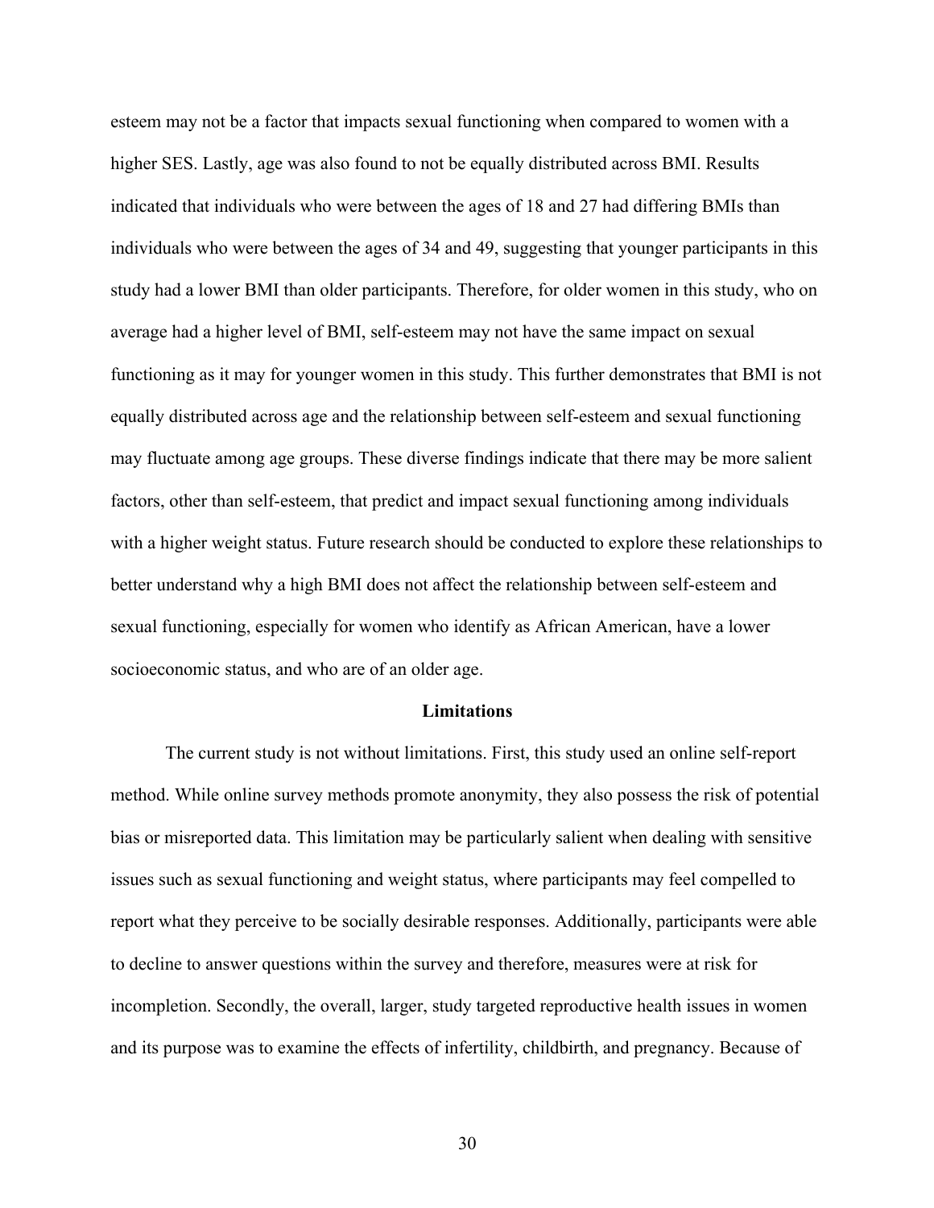esteem may not be a factor that impacts sexual functioning when compared to women with a higher SES. Lastly, age was also found to not be equally distributed across BMI. Results indicated that individuals who were between the ages of 18 and 27 had differing BMIs than individuals who were between the ages of 34 and 49, suggesting that younger participants in this study had a lower BMI than older participants. Therefore, for older women in this study, who on average had a higher level of BMI, self-esteem may not have the same impact on sexual functioning as it may for younger women in this study. This further demonstrates that BMI is not equally distributed across age and the relationship between self-esteem and sexual functioning may fluctuate among age groups. These diverse findings indicate that there may be more salient factors, other than self-esteem, that predict and impact sexual functioning among individuals with a higher weight status. Future research should be conducted to explore these relationships to better understand why a high BMI does not affect the relationship between self-esteem and sexual functioning, especially for women who identify as African American, have a lower socioeconomic status, and who are of an older age.

## Limitations

The current study is not without limitations. First, this study used an online self-report method. While online survey methods promote anonymity, they also possess the risk of potential bias or misreported data. This limitation may be particularly salient when dealing with sensitive issues such as sexual functioning and weight status, where participants may feel compelled to report what they perceive to be socially desirable responses. Additionally, participants were able to decline to answer questions within the survey and therefore, measures were at risk for incompletion. Secondly, the overall, larger, study targeted reproductive health issues in women and its purpose was to examine the effects of infertility, childbirth, and pregnancy. Because of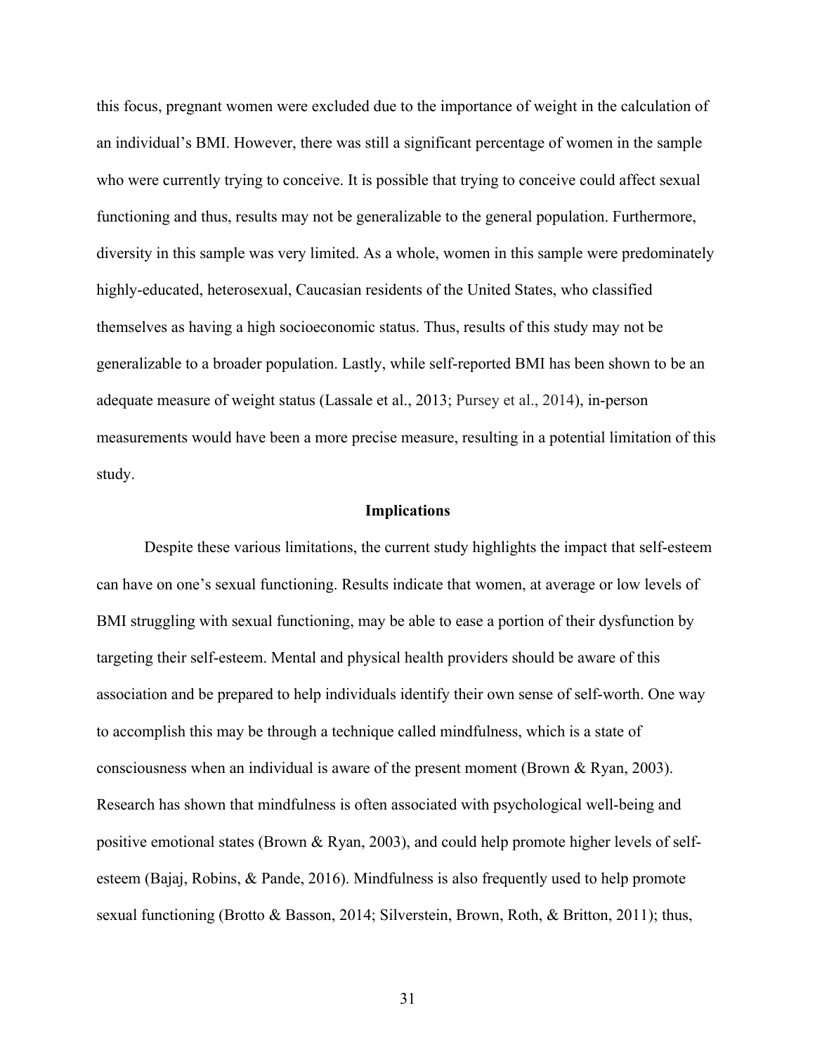this focus, pregnant women were excluded due to the importance of weight in the calculation of an individual's BMI. However, there was still a significant percentage of women in the sample who were currently trying to conceive. It is possible that trying to conceive could affect sexual functioning and thus, results may not be generalizable to the general population. Furthermore, diversity in this sample was very limited. As a whole, women in this sample were predominately highly-educated, heterosexual, Caucasian residents of the United States, who classified themselves as having a high socioeconomic status. Thus, results of this study may not be generalizable to a broader population. Lastly, while self-reported BMI has been shown to be an adequate measure of weight status (Lassale et al., 2013; Pursey et al., 2014), in-person measurements would have been a more precise measure, resulting in a potential limitation of this study.

## Implications

Despite these various limitations, the current study highlights the impact that self-esteem can have on one's sexual functioning. Results indicate that women, at average or low levels of BMI struggling with sexual functioning, may be able to ease a portion of their dysfunction by targeting their self-esteem. Mental and physical health providers should be aware of this association and be prepared to help individuals identify their own sense of self-worth. One way to accomplish this may be through a technique called mindfulness, which is a state of consciousness when an individual is aware of the present moment (Brown & Ryan, 2003). Research has shown that mindfulness is often associated with psychological well-being and positive emotional states (Brown & Ryan, 2003), and could help promote higher levels of self-esteem (Bajaj, Robins, & Pande, 2016). Mindfulness is also frequently used to help promote sexual functioning (Brotto & Basson, 2014; Silverstein, Brown, Roth, & Britton, 2011); thus,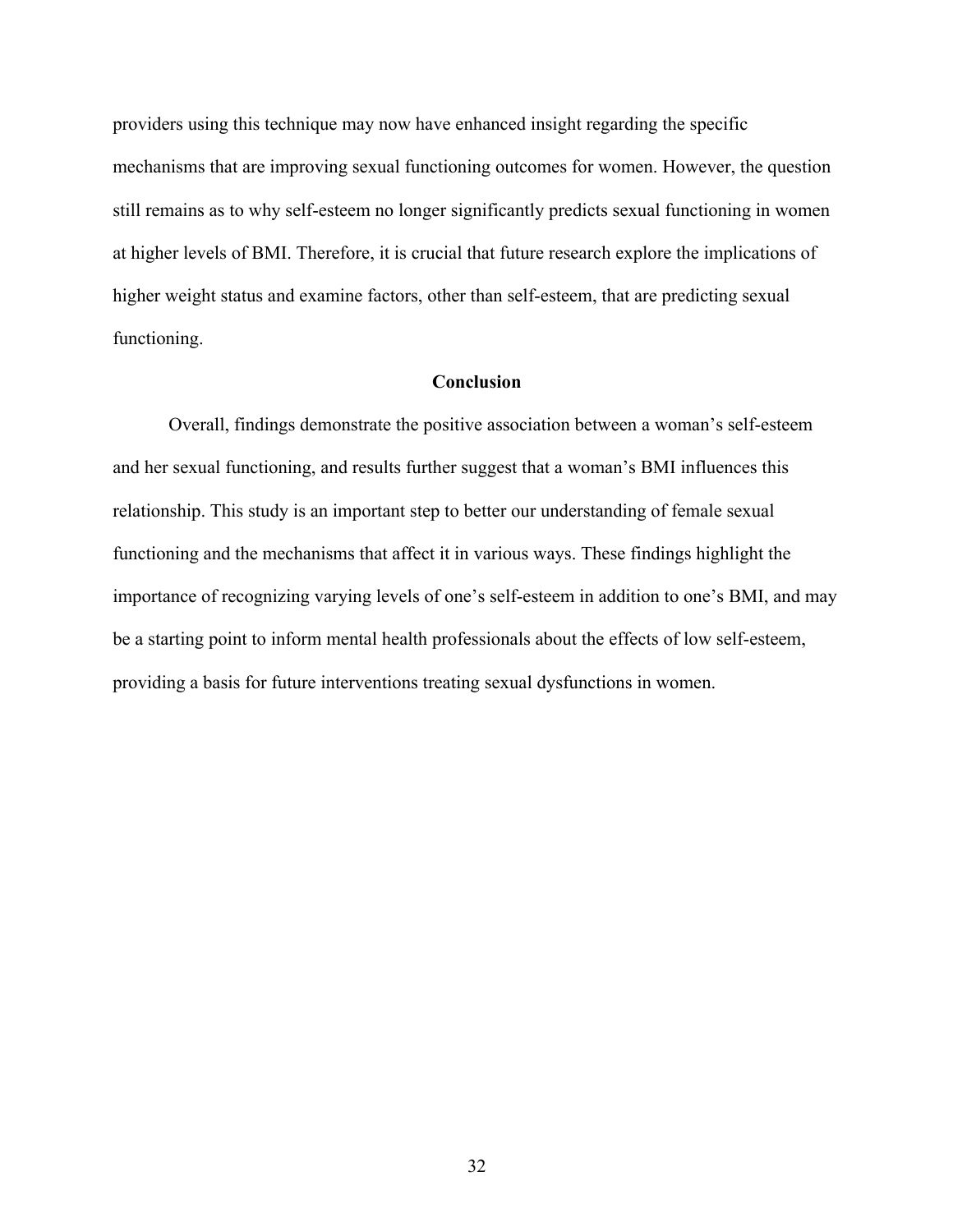providers using this technique may now have enhanced insight regarding the specific mechanisms that are improving sexual functioning outcomes for women. However, the question still remains as to why self-esteem no longer significantly predicts sexual functioning in women at higher levels of BMI. Therefore, it is crucial that future research explore the implications of higher weight status and examine factors, other than self-esteem, that are predicting sexual functioning.

## Conclusion

Overall, findings demonstrate the positive association between a woman's self-esteem and her sexual functioning, and results further suggest that a woman's BMI influences this relationship. This study is an important step to better our understanding of female sexual functioning and the mechanisms that affect it in various ways. These findings highlight the importance of recognizing varying levels of one's self-esteem in addition to one's BMI, and may be a starting point to inform mental health professionals about the effects of low self-esteem, providing a basis for future interventions treating sexual dysfunctions in women.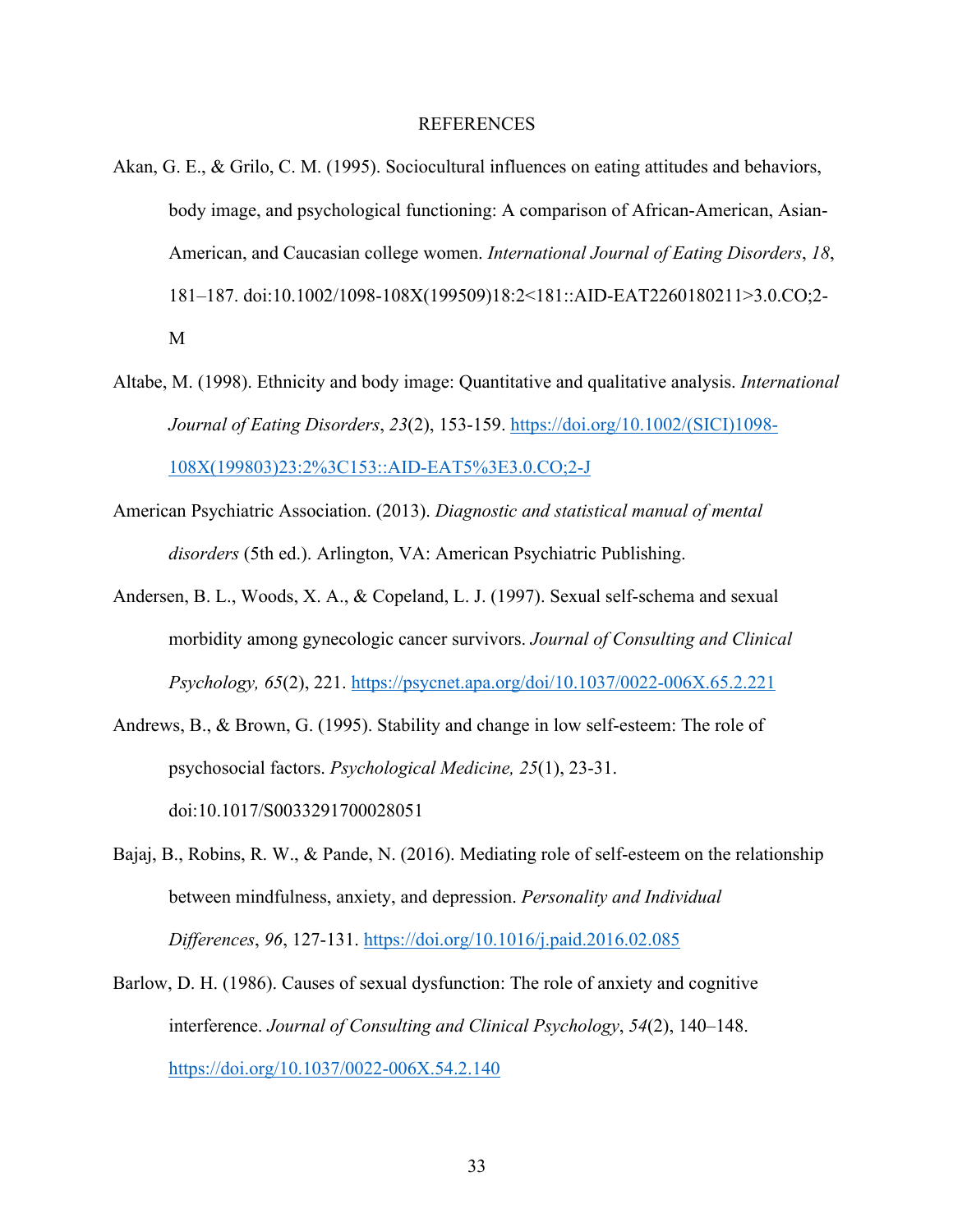# REFERENCES

Akan, G. E., & Grilo, C. M. (1995). Sociocultural influences on eating attitudes and behaviors, body image, and psychological functioning: A comparison of African-American, Asian-American, and Caucasian college women. *International Journal of Eating Disorders*, *18*, 181–187. doi:10.1002/1098-108X(199509)18:2<181::AID-EAT2260180211>3.0.CO;2-M

Altabe, M. (1998). Ethnicity and body image: Quantitative and qualitative analysis. *International Journal of Eating Disorders*, *23*(2), 153-159. https://doi.org/10.1002/(SICI)1098-108X(199803)23:2%3C153::AID-EAT5%3E3.0.CO;2-J

American Psychiatric Association. (2013). *Diagnostic and statistical manual of mental disorders* (5th ed.). Arlington, VA: American Psychiatric Publishing.

Andersen, B. L., Woods, X. A., & Copeland, L. J. (1997). Sexual self-schema and sexual morbidity among gynecologic cancer survivors. *Journal of Consulting and Clinical Psychology, 65*(2), 221. https://psycnet.apa.org/doi/10.1037/0022-006X.65.2.221

Andrews, B., & Brown, G. (1995). Stability and change in low self-esteem: The role of psychosocial factors. *Psychological Medicine, 25*(1), 23-31. doi:10.1017/S0033291700028051

Bajaj, B., Robins, R. W., & Pande, N. (2016). Mediating role of self-esteem on the relationship between mindfulness, anxiety, and depression. *Personality and Individual Differences*, *96*, 127-131. https://doi.org/10.1016/j.paid.2016.02.085

Barlow, D. H. (1986). Causes of sexual dysfunction: The role of anxiety and cognitive interference. *Journal of Consulting and Clinical Psychology*, *54*(2), 140–148. https://doi.org/10.1037/0022-006X.54.2.140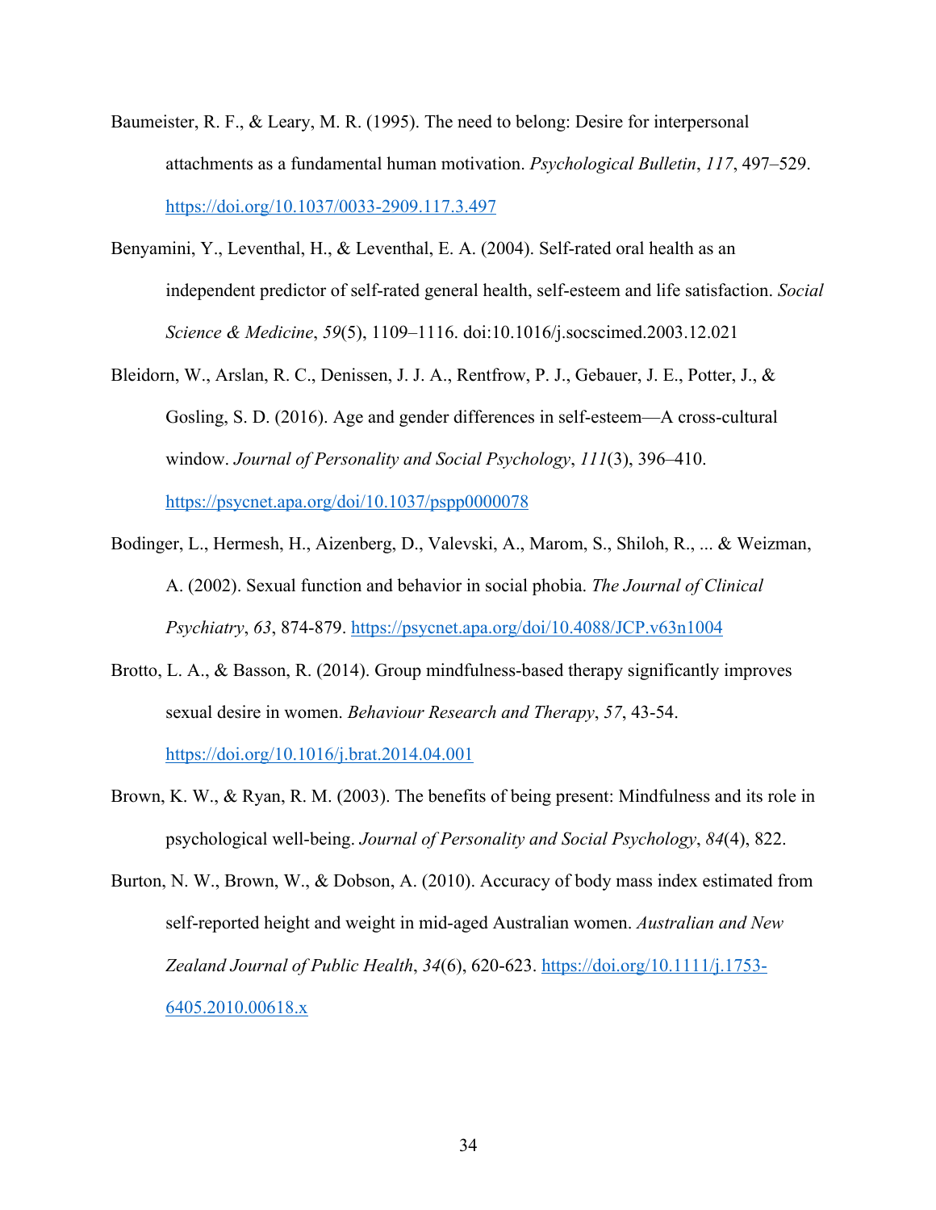Baumeister, R. F., & Leary, M. R. (1995). The need to belong: Desire for interpersonal attachments as a fundamental human motivation. *Psychological Bulletin*, *117*, 497–529. https://doi.org/10.1037/0033-2909.117.3.497

Benyamini, Y., Leventhal, H., & Leventhal, E. A. (2004). Self-rated oral health as an independent predictor of self-rated general health, self-esteem and life satisfaction. *Social Science & Medicine*, *59*(5), 1109–1116. doi:10.1016/j.socscimed.2003.12.021

Bleidorn, W., Arslan, R. C., Denissen, J. J. A., Rentfrow, P. J., Gebauer, J. E., Potter, J., & Gosling, S. D. (2016). Age and gender differences in self-esteem—A cross-cultural window. *Journal of Personality and Social Psychology*, *111*(3), 396–410. https://psycnet.apa.org/doi/10.1037/pspp0000078

Bodinger, L., Hermesh, H., Aizenberg, D., Valevski, A., Marom, S., Shiloh, R., ... & Weizman, A. (2002). Sexual function and behavior in social phobia. *The Journal of Clinical Psychiatry*, *63*, 874-879. https://psycnet.apa.org/doi/10.4088/JCP.v63n1004

Brotto, L. A., & Basson, R. (2014). Group mindfulness-based therapy significantly improves sexual desire in women. *Behaviour Research and Therapy*, *57*, 43-54. https://doi.org/10.1016/j.brat.2014.04.001

Brown, K. W., & Ryan, R. M. (2003). The benefits of being present: Mindfulness and its role in psychological well-being. *Journal of Personality and Social Psychology*, *84*(4), 822.

Burton, N. W., Brown, W., & Dobson, A. (2010). Accuracy of body mass index estimated from self-reported height and weight in mid-aged Australian women. *Australian and New Zealand Journal of Public Health*, *34*(6), 620-623. https://doi.org/10.1111/j.1753-6405.2010.00618.x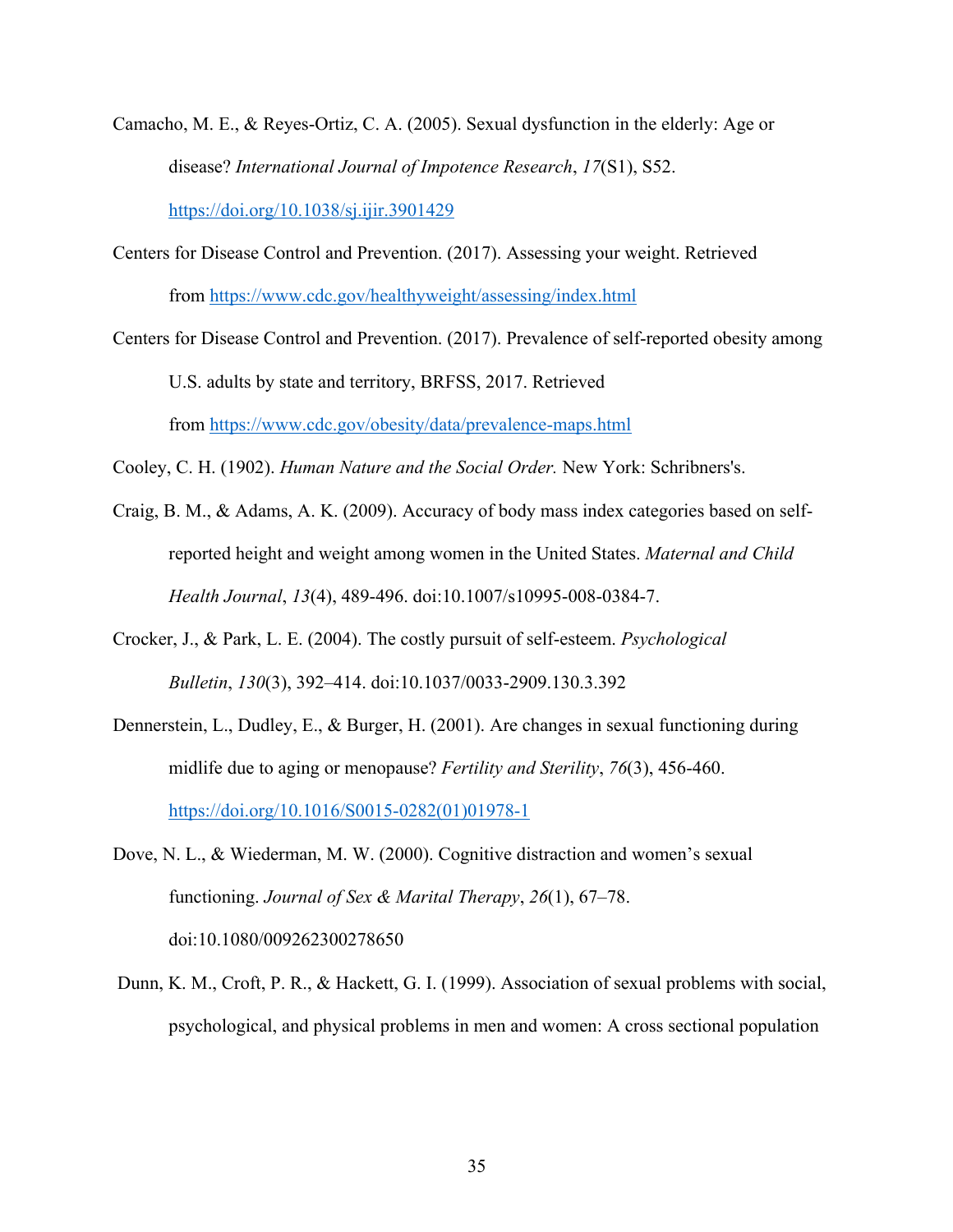Camacho, M. E., & Reyes-Ortiz, C. A. (2005). Sexual dysfunction in the elderly: Age or disease? *International Journal of Impotence Research*, *17*(S1), S52. https://doi.org/10.1038/sj.ijir.3901429

Centers for Disease Control and Prevention. (2017). Assessing your weight. Retrieved from https://www.cdc.gov/healthyweight/assessing/index.html

Centers for Disease Control and Prevention. (2017). Prevalence of self-reported obesity among U.S. adults by state and territory, BRFSS, 2017. Retrieved from https://www.cdc.gov/obesity/data/prevalence-maps.html

Cooley, C. H. (1902). *Human Nature and the Social Order.* New York: Schribners's.

Craig, B. M., & Adams, A. K. (2009). Accuracy of body mass index categories based on self-reported height and weight among women in the United States. *Maternal and Child Health Journal*, *13*(4), 489-496. doi:10.1007/s10995-008-0384-7.

Crocker, J., & Park, L. E. (2004). The costly pursuit of self-esteem. *Psychological Bulletin*, *130*(3), 392–414. doi:10.1037/0033-2909.130.3.392

Dennerstein, L., Dudley, E., & Burger, H. (2001). Are changes in sexual functioning during midlife due to aging or menopause? *Fertility and Sterility*, *76*(3), 456-460. https://doi.org/10.1016/S0015-0282(01)01978-1

Dove, N. L., & Wiederman, M. W. (2000). Cognitive distraction and women's sexual functioning. *Journal of Sex & Marital Therapy*, *26*(1), 67–78. doi:10.1080/009262300278650

Dunn, K. M., Croft, P. R., & Hackett, G. I. (1999). Association of sexual problems with social, psychological, and physical problems in men and women: A cross sectional population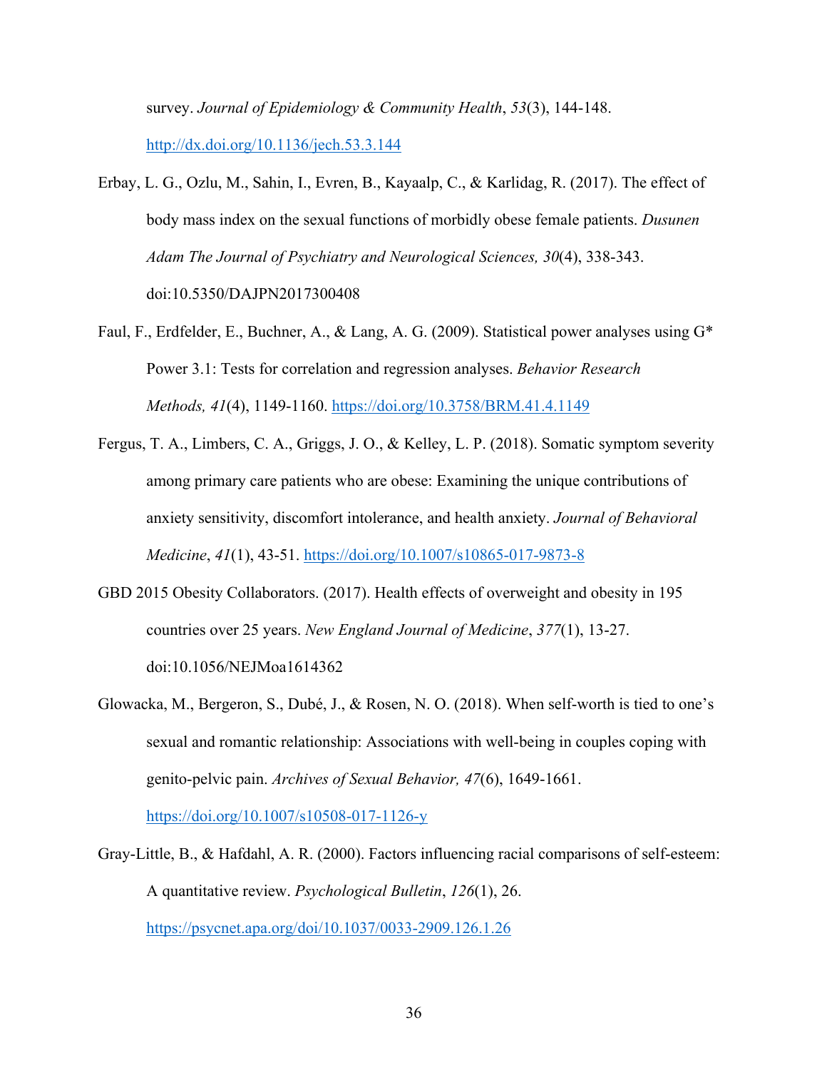survey. *Journal of Epidemiology & Community Health*, *53*(3), 144-148. http://dx.doi.org/10.1136/jech.53.3.144

Erbay, L. G., Ozlu, M., Sahin, I., Evren, B., Kayaalp, C., & Karlidag, R. (2017). The effect of body mass index on the sexual functions of morbidly obese female patients. *Dusunen Adam The Journal of Psychiatry and Neurological Sciences, 30*(4), 338-343. doi:10.5350/DAJPN2017300408

Faul, F., Erdfelder, E., Buchner, A., & Lang, A. G. (2009). Statistical power analyses using G* Power 3.1: Tests for correlation and regression analyses. *Behavior Research Methods, 41*(4), 1149-1160. https://doi.org/10.3758/BRM.41.4.1149

Fergus, T. A., Limbers, C. A., Griggs, J. O., & Kelley, L. P. (2018). Somatic symptom severity among primary care patients who are obese: Examining the unique contributions of anxiety sensitivity, discomfort intolerance, and health anxiety. *Journal of Behavioral Medicine*, *41*(1), 43-51. https://doi.org/10.1007/s10865-017-9873-8

GBD 2015 Obesity Collaborators. (2017). Health effects of overweight and obesity in 195 countries over 25 years. *New England Journal of Medicine*, *377*(1), 13-27. doi:10.1056/NEJMoa1614362

Glowacka, M., Bergeron, S., Dubé, J., & Rosen, N. O. (2018). When self-worth is tied to one's sexual and romantic relationship: Associations with well-being in couples coping with genito-pelvic pain. *Archives of Sexual Behavior, 47*(6), 1649-1661. https://doi.org/10.1007/s10508-017-1126-y

Gray-Little, B., & Hafdahl, A. R. (2000). Factors influencing racial comparisons of self-esteem: A quantitative review. *Psychological Bulletin*, *126*(1), 26. https://psycnet.apa.org/doi/10.1037/0033-2909.126.1.26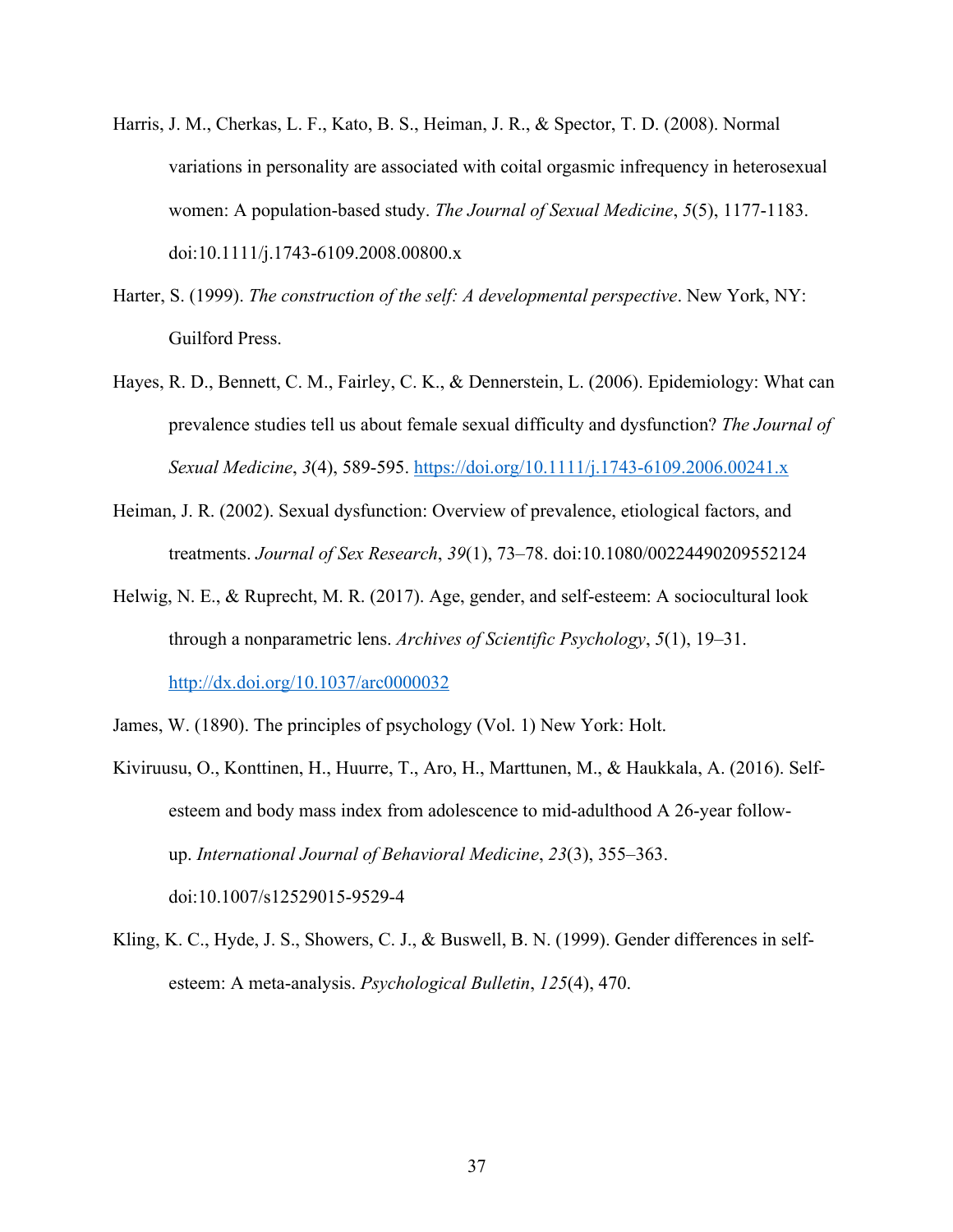Harris, J. M., Cherkas, L. F., Kato, B. S., Heiman, J. R., & Spector, T. D. (2008). Normal variations in personality are associated with coital orgasmic infrequency in heterosexual women: A population-based study. *The Journal of Sexual Medicine*, *5*(5), 1177-1183. doi:10.1111/j.1743-6109.2008.00800.x

Harter, S. (1999). *The construction of the self: A developmental perspective*. New York, NY: Guilford Press.

Hayes, R. D., Bennett, C. M., Fairley, C. K., & Dennerstein, L. (2006). Epidemiology: What can prevalence studies tell us about female sexual difficulty and dysfunction? *The Journal of Sexual Medicine*, *3*(4), 589-595. https://doi.org/10.1111/j.1743-6109.2006.00241.x

Heiman, J. R. (2002). Sexual dysfunction: Overview of prevalence, etiological factors, and treatments. *Journal of Sex Research*, *39*(1), 73–78. doi:10.1080/00224490209552124

Helwig, N. E., & Ruprecht, M. R. (2017). Age, gender, and self-esteem: A sociocultural look through a nonparametric lens. *Archives of Scientific Psychology*, *5*(1), 19–31. http://dx.doi.org/10.1037/arc0000032

James, W. (1890). The principles of psychology (Vol. 1) New York: Holt.

Kiviruusu, O., Konttinen, H., Huurre, T., Aro, H., Marttunen, M., & Haukkala, A. (2016). Self-esteem and body mass index from adolescence to mid-adulthood A 26-year follow-up. *International Journal of Behavioral Medicine*, *23*(3), 355–363. doi:10.1007/s12529015-9529-4

Kling, K. C., Hyde, J. S., Showers, C. J., & Buswell, B. N. (1999). Gender differences in self-esteem: A meta-analysis. *Psychological Bulletin*, *125*(4), 470.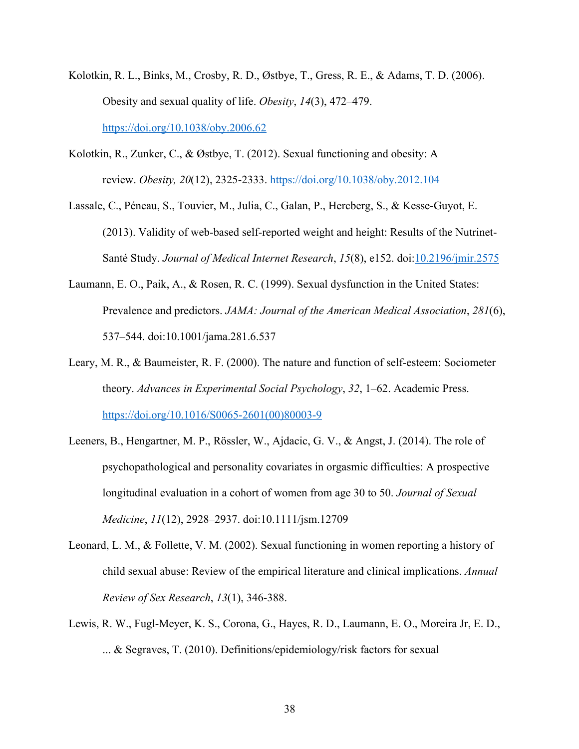Kolotkin, R. L., Binks, M., Crosby, R. D., Østbye, T., Gress, R. E., & Adams, T. D. (2006). Obesity and sexual quality of life. *Obesity*, *14*(3), 472–479. https://doi.org/10.1038/oby.2006.62

Kolotkin, R., Zunker, C., & Østbye, T. (2012). Sexual functioning and obesity: A review. *Obesity, 20*(12), 2325-2333. https://doi.org/10.1038/oby.2012.104

Lassale, C., Péneau, S., Touvier, M., Julia, C., Galan, P., Hercberg, S., & Kesse-Guyot, E. (2013). Validity of web-based self-reported weight and height: Results of the Nutrinet-Santé Study. *Journal of Medical Internet Research*, *15*(8), e152. doi:10.2196/jmir.2575

Laumann, E. O., Paik, A., & Rosen, R. C. (1999). Sexual dysfunction in the United States: Prevalence and predictors. *JAMA: Journal of the American Medical Association*, *281*(6), 537–544. doi:10.1001/jama.281.6.537

Leary, M. R., & Baumeister, R. F. (2000). The nature and function of self-esteem: Sociometer theory. *Advances in Experimental Social Psychology*, *32*, 1–62. Academic Press. https://doi.org/10.1016/S0065-2601(00)80003-9

Leeners, B., Hengartner, M. P., Rössler, W., Ajdacic, G. V., & Angst, J. (2014). The role of psychopathological and personality covariates in orgasmic difficulties: A prospective longitudinal evaluation in a cohort of women from age 30 to 50. *Journal of Sexual Medicine*, *11*(12), 2928–2937. doi:10.1111/jsm.12709

Leonard, L. M., & Follette, V. M. (2002). Sexual functioning in women reporting a history of child sexual abuse: Review of the empirical literature and clinical implications. *Annual Review of Sex Research*, *13*(1), 346-388.

Lewis, R. W., Fugl-Meyer, K. S., Corona, G., Hayes, R. D., Laumann, E. O., Moreira Jr, E. D., ... & Segraves, T. (2010). Definitions/epidemiology/risk factors for sexual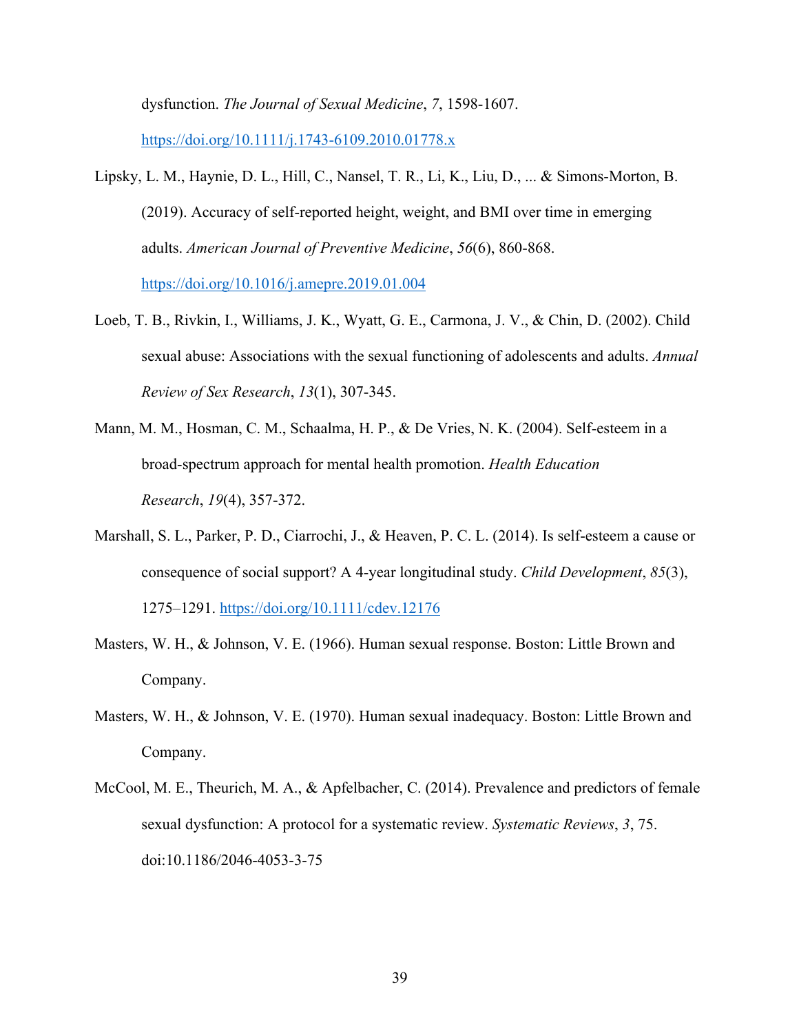dysfunction. *The Journal of Sexual Medicine*, *7*, 1598-1607. https://doi.org/10.1111/j.1743-6109.2010.01778.x

Lipsky, L. M., Haynie, D. L., Hill, C., Nansel, T. R., Li, K., Liu, D., ... & Simons-Morton, B. (2019). Accuracy of self-reported height, weight, and BMI over time in emerging adults. *American Journal of Preventive Medicine*, *56*(6), 860-868. https://doi.org/10.1016/j.amepre.2019.01.004

Loeb, T. B., Rivkin, I., Williams, J. K., Wyatt, G. E., Carmona, J. V., & Chin, D. (2002). Child sexual abuse: Associations with the sexual functioning of adolescents and adults. *Annual Review of Sex Research*, *13*(1), 307-345.

Mann, M. M., Hosman, C. M., Schaalma, H. P., & De Vries, N. K. (2004). Self-esteem in a broad-spectrum approach for mental health promotion. *Health Education Research*, *19*(4), 357-372.

Marshall, S. L., Parker, P. D., Ciarrochi, J., & Heaven, P. C. L. (2014). Is self-esteem a cause or consequence of social support? A 4-year longitudinal study. *Child Development*, *85*(3), 1275–1291. https://doi.org/10.1111/cdev.12176

Masters, W. H., & Johnson, V. E. (1966). Human sexual response. Boston: Little Brown and Company.

Masters, W. H., & Johnson, V. E. (1970). Human sexual inadequacy. Boston: Little Brown and Company.

McCool, M. E., Theurich, M. A., & Apfelbacher, C. (2014). Prevalence and predictors of female sexual dysfunction: A protocol for a systematic review. *Systematic Reviews*, *3*, 75. doi:10.1186/2046-4053-3-75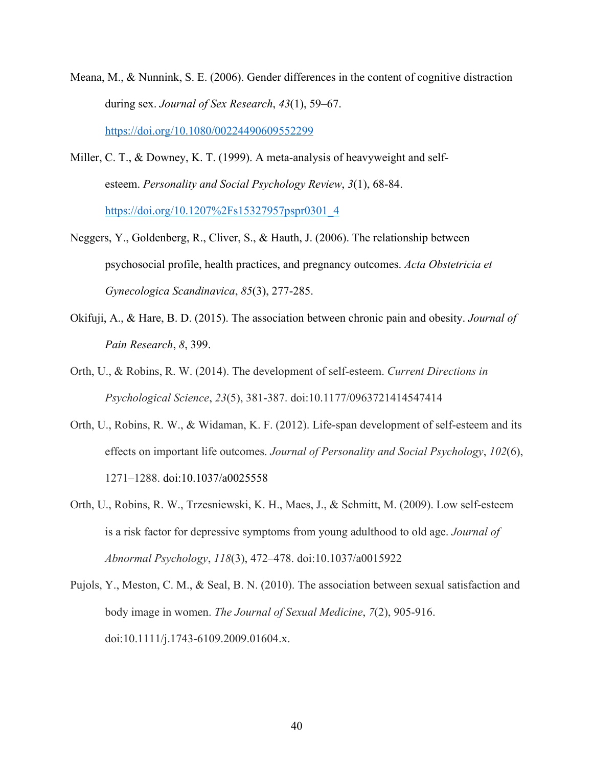Meana, M., & Nunnink, S. E. (2006). Gender differences in the content of cognitive distraction during sex. *Journal of Sex Research*, *43*(1), 59–67. https://doi.org/10.1080/00224490609552299

Miller, C. T., & Downey, K. T. (1999). A meta-analysis of heavyweight and self-esteem. *Personality and Social Psychology Review*, *3*(1), 68-84. https://doi.org/10.1207%2Fs15327957pspr0301_4

Neggers, Y., Goldenberg, R., Cliver, S., & Hauth, J. (2006). The relationship between psychosocial profile, health practices, and pregnancy outcomes. *Acta Obstetricia et Gynecologica Scandinavica*, *85*(3), 277-285.

Okifuji, A., & Hare, B. D. (2015). The association between chronic pain and obesity. *Journal of Pain Research*, *8*, 399.

Orth, U., & Robins, R. W. (2014). The development of self-esteem. *Current Directions in Psychological Science*, *23*(5), 381-387. doi:10.1177/0963721414547414

Orth, U., Robins, R. W., & Widaman, K. F. (2012). Life-span development of self-esteem and its effects on important life outcomes. *Journal of Personality and Social Psychology*, *102*(6), 1271–1288. doi:10.1037/a0025558

Orth, U., Robins, R. W., Trzesniewski, K. H., Maes, J., & Schmitt, M. (2009). Low self-esteem is a risk factor for depressive symptoms from young adulthood to old age. *Journal of Abnormal Psychology*, *118*(3), 472–478. doi:10.1037/a0015922

Pujols, Y., Meston, C. M., & Seal, B. N. (2010). The association between sexual satisfaction and body image in women. *The Journal of Sexual Medicine*, *7*(2), 905-916. doi:10.1111/j.1743-6109.2009.01604.x.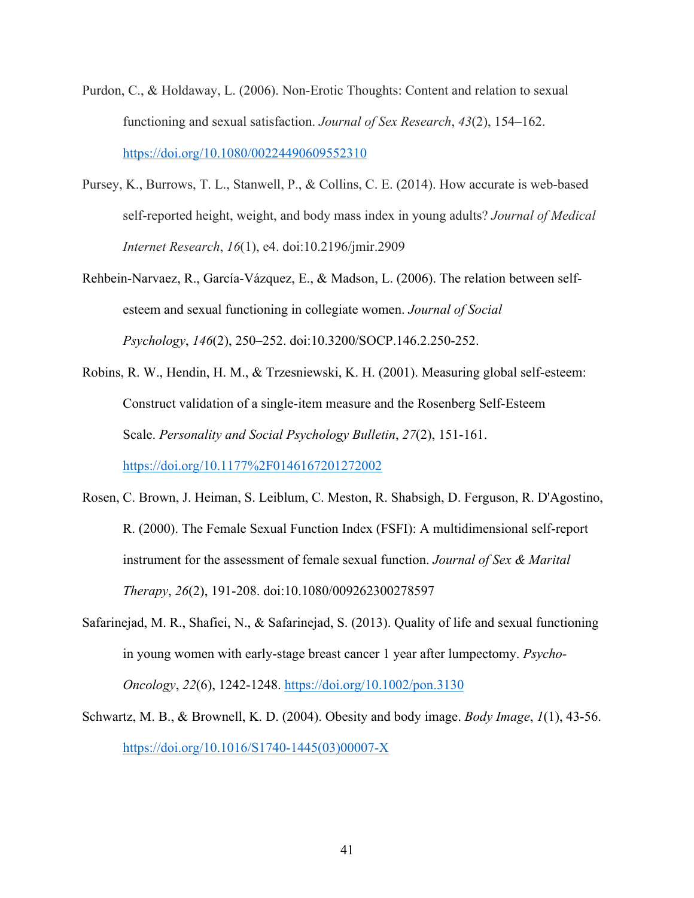Purdon, C., & Holdaway, L. (2006). Non-Erotic Thoughts: Content and relation to sexual functioning and sexual satisfaction. *Journal of Sex Research*, *43*(2), 154–162. https://doi.org/10.1080/00224490609552310

Pursey, K., Burrows, T. L., Stanwell, P., & Collins, C. E. (2014). How accurate is web-based self-reported height, weight, and body mass index in young adults? *Journal of Medical Internet Research*, *16*(1), e4. doi:10.2196/jmir.2909

Rehbein-Narvaez, R., García-Vázquez, E., & Madson, L. (2006). The relation between self-esteem and sexual functioning in collegiate women. *Journal of Social Psychology*, *146*(2), 250–252. doi:10.3200/SOCP.146.2.250-252.

Robins, R. W., Hendin, H. M., & Trzesniewski, K. H. (2001). Measuring global self-esteem: Construct validation of a single-item measure and the Rosenberg Self-Esteem Scale. *Personality and Social Psychology Bulletin*, *27*(2), 151-161. https://doi.org/10.1177%2F0146167201272002

Rosen, C. Brown, J. Heiman, S. Leiblum, C. Meston, R. Shabsigh, D. Ferguson, R. D'Agostino, R. (2000). The Female Sexual Function Index (FSFI): A multidimensional self-report instrument for the assessment of female sexual function. *Journal of Sex & Marital Therapy*, *26*(2), 191-208. doi:10.1080/009262300278597

Safarinejad, M. R., Shafiei, N., & Safarinejad, S. (2013). Quality of life and sexual functioning in young women with early-stage breast cancer 1 year after lumpectomy. *Psycho-Oncology*, *22*(6), 1242-1248. https://doi.org/10.1002/pon.3130

Schwartz, M. B., & Brownell, K. D. (2004). Obesity and body image. *Body Image*, *1*(1), 43-56. https://doi.org/10.1016/S1740-1445(03)00007-X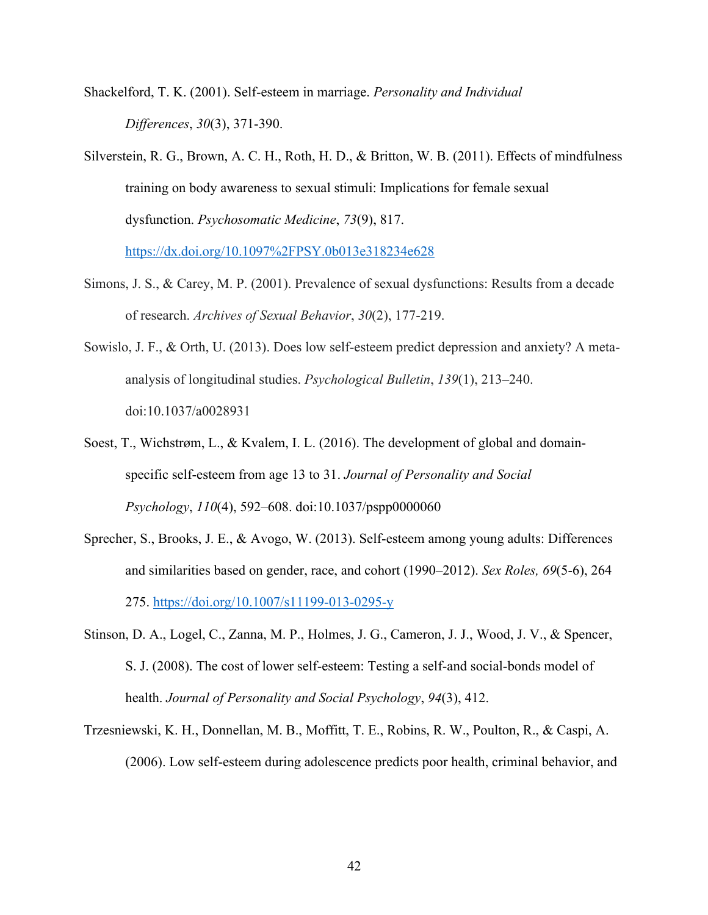Shackelford, T. K. (2001). Self-esteem in marriage. *Personality and Individual Differences*, *30*(3), 371-390.

Silverstein, R. G., Brown, A. C. H., Roth, H. D., & Britton, W. B. (2011). Effects of mindfulness training on body awareness to sexual stimuli: Implications for female sexual dysfunction. *Psychosomatic Medicine*, *73*(9), 817. https://dx.doi.org/10.1097%2FPSY.0b013e318234e628

Simons, J. S., & Carey, M. P. (2001). Prevalence of sexual dysfunctions: Results from a decade of research. *Archives of Sexual Behavior*, *30*(2), 177-219.

Sowislo, J. F., & Orth, U. (2013). Does low self-esteem predict depression and anxiety? A meta-analysis of longitudinal studies. *Psychological Bulletin*, *139*(1), 213–240. doi:10.1037/a0028931

Soest, T., Wichstrøm, L., & Kvalem, I. L. (2016). The development of global and domain-specific self-esteem from age 13 to 31. *Journal of Personality and Social Psychology*, *110*(4), 592–608. doi:10.1037/pspp0000060

Sprecher, S., Brooks, J. E., & Avogo, W. (2013). Self-esteem among young adults: Differences and similarities based on gender, race, and cohort (1990–2012). *Sex Roles, 69*(5-6), 264 275. https://doi.org/10.1007/s11199-013-0295-y

Stinson, D. A., Logel, C., Zanna, M. P., Holmes, J. G., Cameron, J. J., Wood, J. V., & Spencer, S. J. (2008). The cost of lower self-esteem: Testing a self-and social-bonds model of health. *Journal of Personality and Social Psychology*, *94*(3), 412.

Trzesniewski, K. H., Donnellan, M. B., Moffitt, T. E., Robins, R. W., Poulton, R., & Caspi, A. (2006). Low self-esteem during adolescence predicts poor health, criminal behavior, and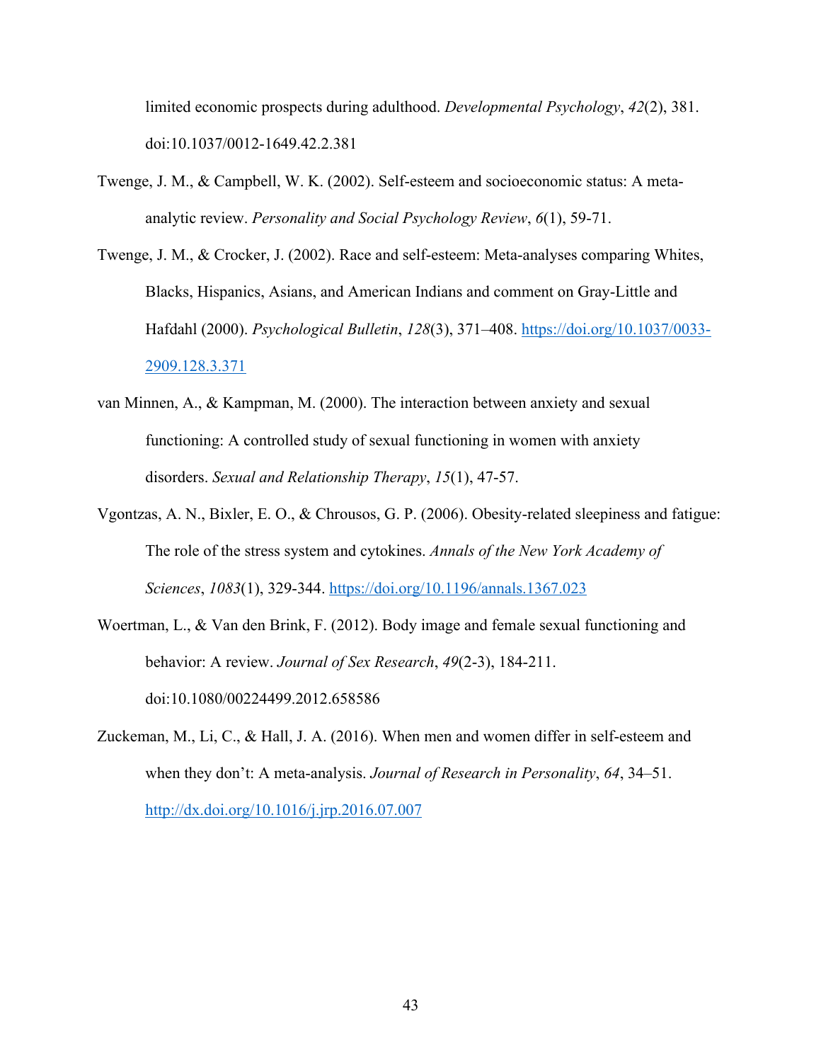limited economic prospects during adulthood. *Developmental Psychology*, *42*(2), 381. doi:10.1037/0012-1649.42.2.381

Twenge, J. M., & Campbell, W. K. (2002). Self-esteem and socioeconomic status: A meta-analytic review. *Personality and Social Psychology Review*, *6*(1), 59-71.

Twenge, J. M., & Crocker, J. (2002). Race and self-esteem: Meta-analyses comparing Whites, Blacks, Hispanics, Asians, and American Indians and comment on Gray-Little and Hafdahl (2000). *Psychological Bulletin*, *128*(3), 371–408. https://doi.org/10.1037/0033-2909.128.3.371

van Minnen, A., & Kampman, M. (2000). The interaction between anxiety and sexual functioning: A controlled study of sexual functioning in women with anxiety disorders. *Sexual and Relationship Therapy*, *15*(1), 47-57.

Vgontzas, A. N., Bixler, E. O., & Chrousos, G. P. (2006). Obesity-related sleepiness and fatigue: The role of the stress system and cytokines. *Annals of the New York Academy of Sciences*, *1083*(1), 329-344. https://doi.org/10.1196/annals.1367.023

Woertman, L., & Van den Brink, F. (2012). Body image and female sexual functioning and behavior: A review. *Journal of Sex Research*, *49*(2-3), 184-211. doi:10.1080/00224499.2012.658586

Zuckeman, M., Li, C., & Hall, J. A. (2016). When men and women differ in self-esteem and when they don't: A meta-analysis. *Journal of Research in Personality*, *64*, 34–51. http://dx.doi.org/10.1016/j.jrp.2016.07.007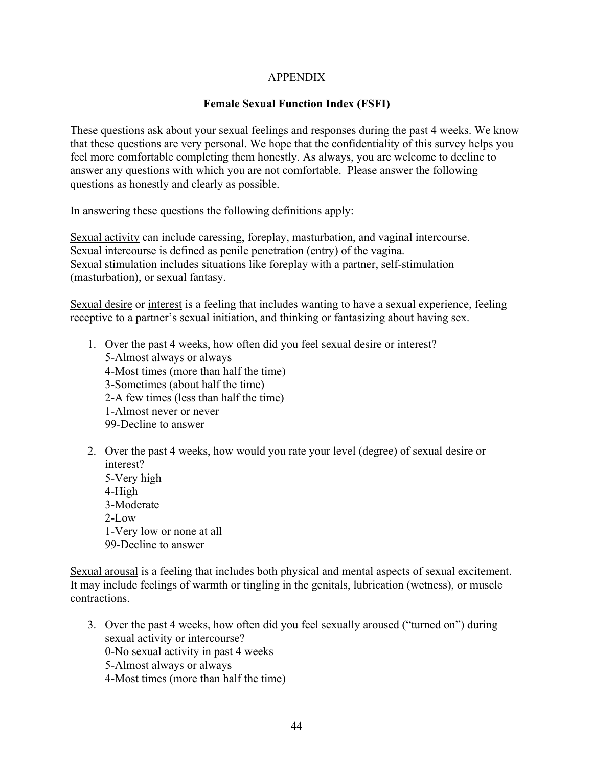APPENDIX

**Female Sexual Function Index (FSFI)**

These questions ask about your sexual feelings and responses during the past 4 weeks. We know that these questions are very personal. We hope that the confidentiality of this survey helps you feel more comfortable completing them honestly. As always, you are welcome to decline to answer any questions with which you are not comfortable. Please answer the following questions as honestly and clearly as possible.

In answering these questions the following definitions apply:

<u>Sexual activity</u> can include caressing, foreplay, masturbation, and vaginal intercourse.
<u>Sexual intercourse</u> is defined as penile penetration (entry) of the vagina.
<u>Sexual stimulation</u> includes situations like foreplay with a partner, self-stimulation (masturbation), or sexual fantasy.

<u>Sexual desire</u> or <u>interest</u> is a feeling that includes wanting to have a sexual experience, feeling receptive to a partner's sexual initiation, and thinking or fantasizing about having sex.

1. Over the past 4 weeks, how often did you feel sexual desire or interest?
   5-Almost always or always
   4-Most times (more than half the time)
   3-Sometimes (about half the time)
   2-A few times (less than half the time)
   1-Almost never or never
   99-Decline to answer

2. Over the past 4 weeks, how would you rate your level (degree) of sexual desire or interest?
   5-Very high
   4-High
   3-Moderate
   2-Low
   1-Very low or none at all
   99-Decline to answer

<u>Sexual arousal</u> is a feeling that includes both physical and mental aspects of sexual excitement. It may include feelings of warmth or tingling in the genitals, lubrication (wetness), or muscle contractions.

3. Over the past 4 weeks, how often did you feel sexually aroused ("turned on") during sexual activity or intercourse?
   0-No sexual activity in past 4 weeks
   5-Almost always or always
   4-Most times (more than half the time)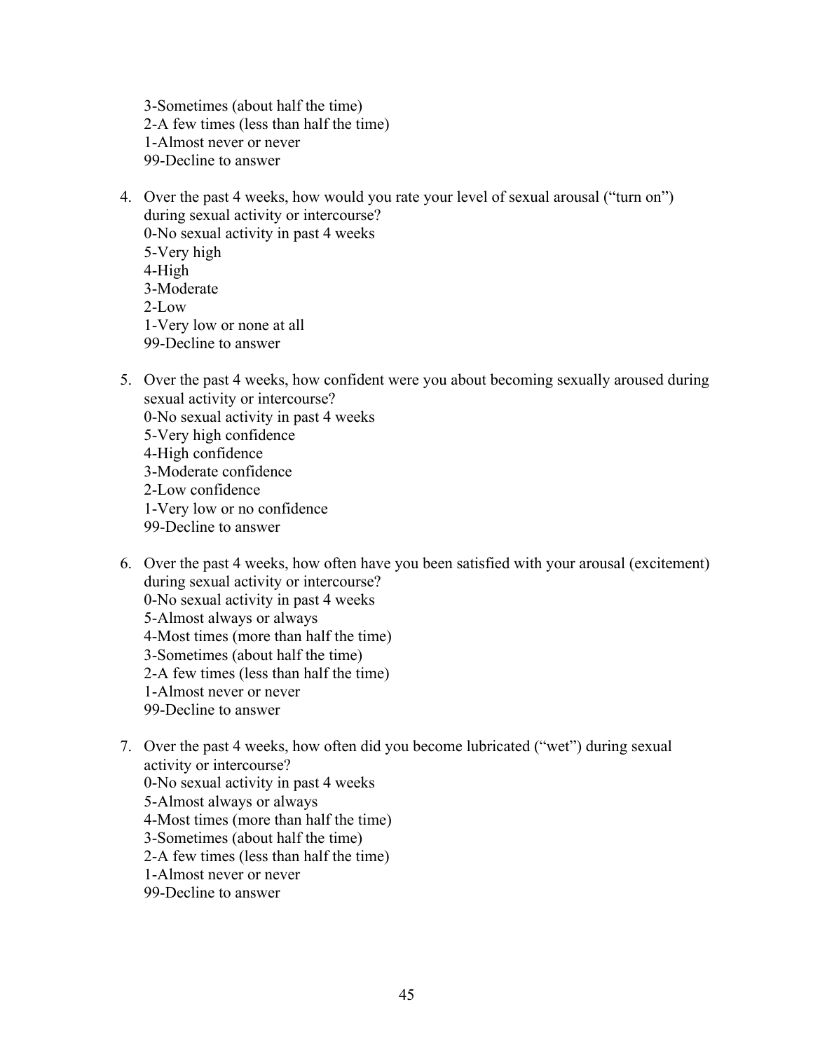3-Sometimes (about half the time)
2-A few times (less than half the time)
1-Almost never or never
99-Decline to answer

4. Over the past 4 weeks, how would you rate your level of sexual arousal ("turn on") during sexual activity or intercourse?
   0-No sexual activity in past 4 weeks
   5-Very high
   4-High
   3-Moderate
   2-Low
   1-Very low or none at all
   99-Decline to answer

5. Over the past 4 weeks, how confident were you about becoming sexually aroused during sexual activity or intercourse?
   0-No sexual activity in past 4 weeks
   5-Very high confidence
   4-High confidence
   3-Moderate confidence
   2-Low confidence
   1-Very low or no confidence
   99-Decline to answer

6. Over the past 4 weeks, how often have you been satisfied with your arousal (excitement) during sexual activity or intercourse?
   0-No sexual activity in past 4 weeks
   5-Almost always or always
   4-Most times (more than half the time)
   3-Sometimes (about half the time)
   2-A few times (less than half the time)
   1-Almost never or never
   99-Decline to answer

7. Over the past 4 weeks, how often did you become lubricated ("wet") during sexual activity or intercourse?
   0-No sexual activity in past 4 weeks
   5-Almost always or always
   4-Most times (more than half the time)
   3-Sometimes (about half the time)
   2-A few times (less than half the time)
   1-Almost never or never
   99-Decline to answer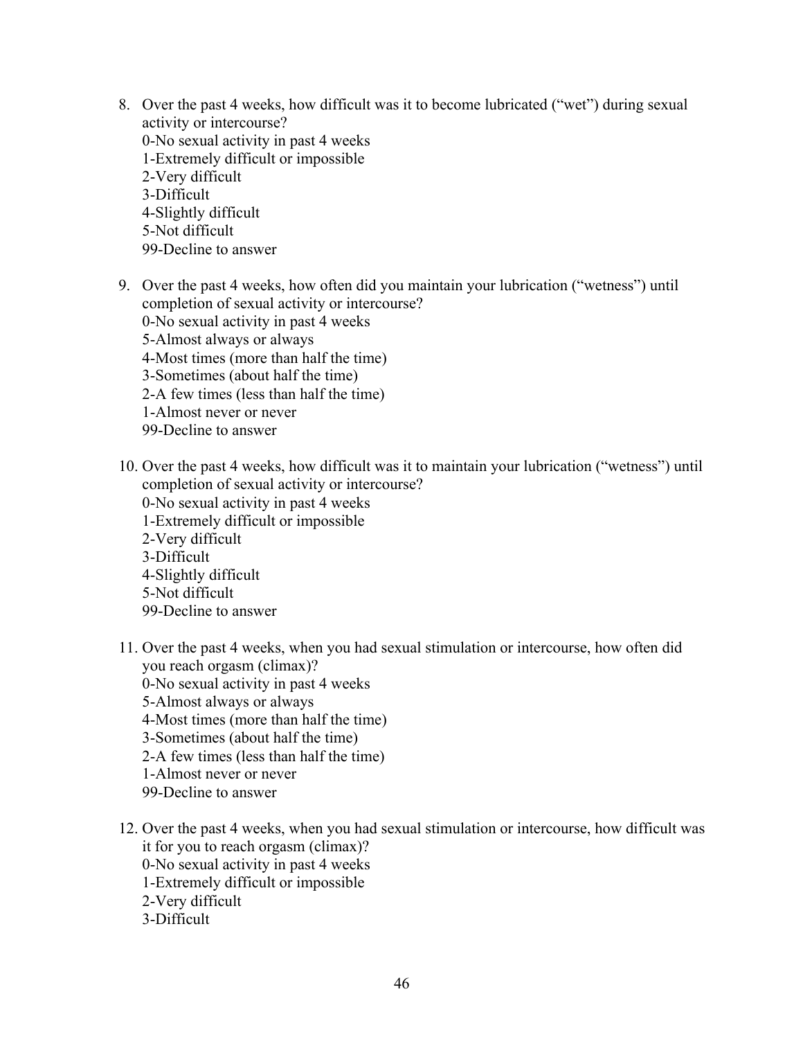8. Over the past 4 weeks, how difficult was it to become lubricated ("wet") during sexual activity or intercourse?
   0-No sexual activity in past 4 weeks
   1-Extremely difficult or impossible
   2-Very difficult
   3-Difficult
   4-Slightly difficult
   5-Not difficult
   99-Decline to answer

9. Over the past 4 weeks, how often did you maintain your lubrication ("wetness") until completion of sexual activity or intercourse?
   0-No sexual activity in past 4 weeks
   5-Almost always or always
   4-Most times (more than half the time)
   3-Sometimes (about half the time)
   2-A few times (less than half the time)
   1-Almost never or never
   99-Decline to answer

10. Over the past 4 weeks, how difficult was it to maintain your lubrication ("wetness") until completion of sexual activity or intercourse?
    0-No sexual activity in past 4 weeks
    1-Extremely difficult or impossible
    2-Very difficult
    3-Difficult
    4-Slightly difficult
    5-Not difficult
    99-Decline to answer

11. Over the past 4 weeks, when you had sexual stimulation or intercourse, how often did you reach orgasm (climax)?
    0-No sexual activity in past 4 weeks
    5-Almost always or always
    4-Most times (more than half the time)
    3-Sometimes (about half the time)
    2-A few times (less than half the time)
    1-Almost never or never
    99-Decline to answer

12. Over the past 4 weeks, when you had sexual stimulation or intercourse, how difficult was it for you to reach orgasm (climax)?
    0-No sexual activity in past 4 weeks
    1-Extremely difficult or impossible
    2-Very difficult
    3-Difficult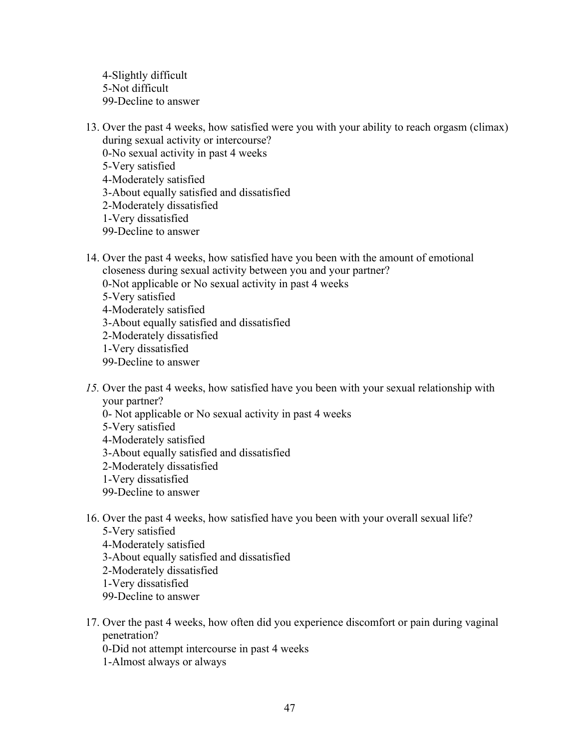4-Slightly difficult
5-Not difficult
99-Decline to answer

13. Over the past 4 weeks, how satisfied were you with your ability to reach orgasm (climax) during sexual activity or intercourse?
    0-No sexual activity in past 4 weeks
    5-Very satisfied
    4-Moderately satisfied
    3-About equally satisfied and dissatisfied
    2-Moderately dissatisfied
    1-Very dissatisfied
    99-Decline to answer

14. Over the past 4 weeks, how satisfied have you been with the amount of emotional closeness during sexual activity between you and your partner?
    0-Not applicable or No sexual activity in past 4 weeks
    5-Very satisfied
    4-Moderately satisfied
    3-About equally satisfied and dissatisfied
    2-Moderately dissatisfied
    1-Very dissatisfied
    99-Decline to answer

*15.* Over the past 4 weeks, how satisfied have you been with your sexual relationship with your partner?
    0- Not applicable or No sexual activity in past 4 weeks
    5-Very satisfied
    4-Moderately satisfied
    3-About equally satisfied and dissatisfied
    2-Moderately dissatisfied
    1-Very dissatisfied
    99-Decline to answer

16. Over the past 4 weeks, how satisfied have you been with your overall sexual life?
    5-Very satisfied
    4-Moderately satisfied
    3-About equally satisfied and dissatisfied
    2-Moderately dissatisfied
    1-Very dissatisfied
    99-Decline to answer

17. Over the past 4 weeks, how often did you experience discomfort or pain during vaginal penetration?
    0-Did not attempt intercourse in past 4 weeks
    1-Almost always or always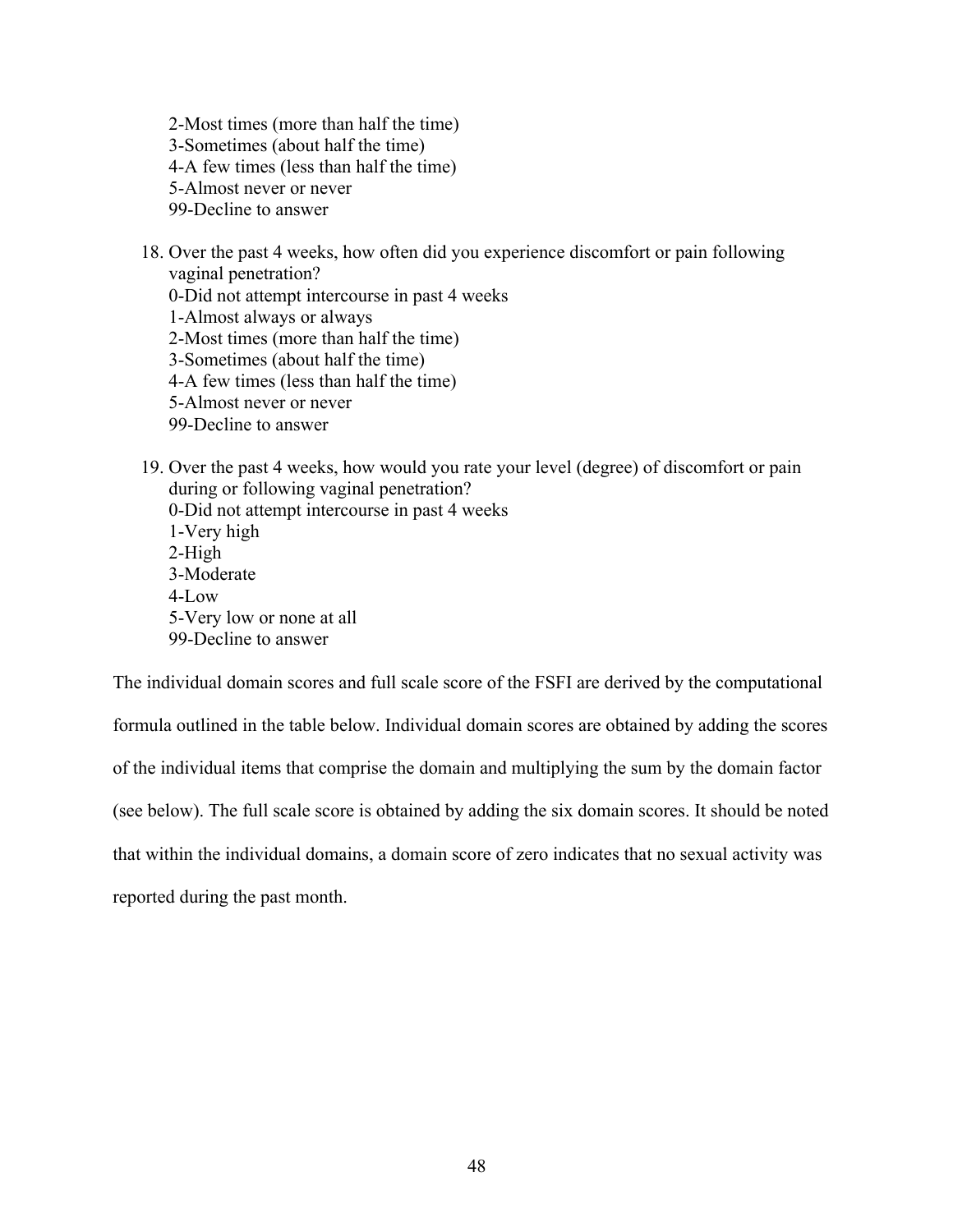2-Most times (more than half the time)
3-Sometimes (about half the time)
4-A few times (less than half the time)
5-Almost never or never
99-Decline to answer

18. Over the past 4 weeks, how often did you experience discomfort or pain following vaginal penetration?
    0-Did not attempt intercourse in past 4 weeks
    1-Almost always or always
    2-Most times (more than half the time)
    3-Sometimes (about half the time)
    4-A few times (less than half the time)
    5-Almost never or never
    99-Decline to answer

19. Over the past 4 weeks, how would you rate your level (degree) of discomfort or pain during or following vaginal penetration?
    0-Did not attempt intercourse in past 4 weeks
    1-Very high
    2-High
    3-Moderate
    4-Low
    5-Very low or none at all
    99-Decline to answer

The individual domain scores and full scale score of the FSFI are derived by the computational formula outlined in the table below. Individual domain scores are obtained by adding the scores of the individual items that comprise the domain and multiplying the sum by the domain factor (see below). The full scale score is obtained by adding the six domain scores. It should be noted that within the individual domains, a domain score of zero indicates that no sexual activity was reported during the past month.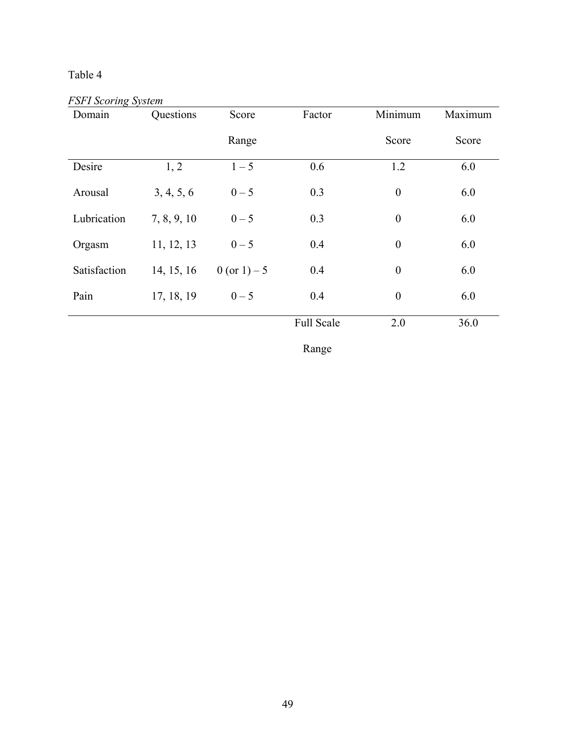Table 4

*FSFI Scoring System*

| Domain | Questions | Score Range | Factor | Minimum Score | Maximum Score |
|---|---|---|---|---|---|
| Desire | 1, 2 | 1 – 5 | 0.6 | 1.2 | 6.0 |
| Arousal | 3, 4, 5, 6 | 0 – 5 | 0.3 | 0 | 6.0 |
| Lubrication | 7, 8, 9, 10 | 0 – 5 | 0.3 | 0 | 6.0 |
| Orgasm | 11, 12, 13 | 0 – 5 | 0.4 | 0 | 6.0 |
| Satisfaction | 14, 15, 16 | 0 (or 1) – 5 | 0.4 | 0 | 6.0 |
| Pain | 17, 18, 19 | 0 – 5 | 0.4 | 0 | 6.0 |
| | | | Full Scale Range | 2.0 | 36.0 |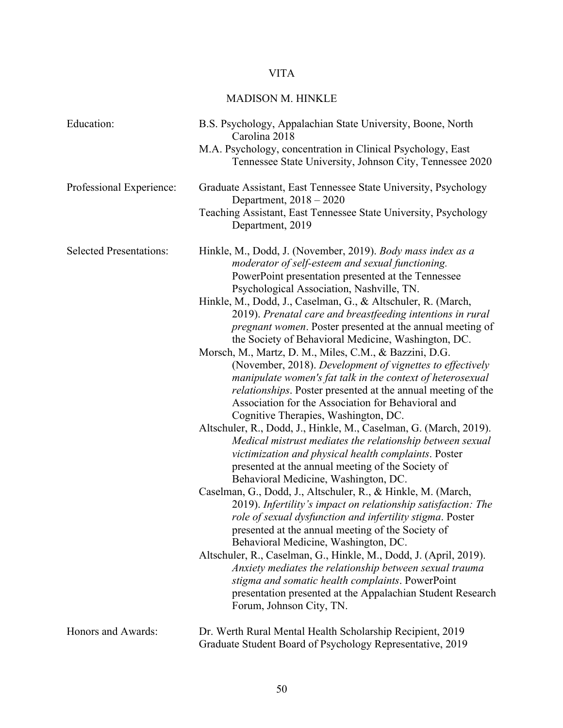# VITA

## MADISON M. HINKLE

| | |
|---|---|
| Education: | B.S. Psychology, Appalachian State University, Boone, North Carolina 2018<br>M.A. Psychology, concentration in Clinical Psychology, East Tennessee State University, Johnson City, Tennessee 2020 |
| Professional Experience: | Graduate Assistant, East Tennessee State University, Psychology Department, 2018 – 2020<br>Teaching Assistant, East Tennessee State University, Psychology Department, 2019 |
| Selected Presentations: | Hinkle, M., Dodd, J. (November, 2019). *Body mass index as a moderator of self-esteem and sexual functioning.* PowerPoint presentation presented at the Tennessee Psychological Association, Nashville, TN.<br>Hinkle, M., Dodd, J., Caselman, G., & Altschuler, R. (March, 2019). *Prenatal care and breastfeeding intentions in rural pregnant women*. Poster presented at the annual meeting of the Society of Behavioral Medicine, Washington, DC.<br>Morsch, M., Martz, D. M., Miles, C.M., & Bazzini, D.G. (November, 2018). *Development of vignettes to effectively manipulate women's fat talk in the context of heterosexual relationships*. Poster presented at the annual meeting of the Association for the Association for Behavioral and Cognitive Therapies, Washington, DC.<br>Altschuler, R., Dodd, J., Hinkle, M., Caselman, G. (March, 2019). *Medical mistrust mediates the relationship between sexual victimization and physical health complaints*. Poster presented at the annual meeting of the Society of Behavioral Medicine, Washington, DC.<br>Caselman, G., Dodd, J., Altschuler, R., & Hinkle, M. (March, 2019). *Infertility's impact on relationship satisfaction: The role of sexual dysfunction and infertility stigma*. Poster presented at the annual meeting of the Society of Behavioral Medicine, Washington, DC.<br>Altschuler, R., Caselman, G., Hinkle, M., Dodd, J. (April, 2019). *Anxiety mediates the relationship between sexual trauma stigma and somatic health complaints*. PowerPoint presentation presented at the Appalachian Student Research Forum, Johnson City, TN. |
| Honors and Awards: | Dr. Werth Rural Mental Health Scholarship Recipient, 2019<br>Graduate Student Board of Psychology Representative, 2019 |